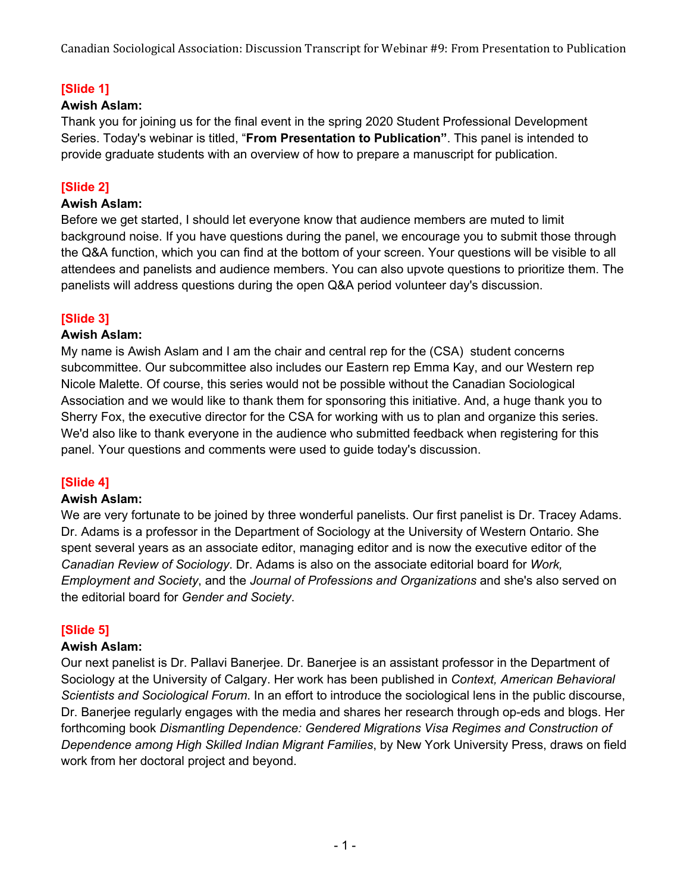**[Slide 1]**

**Awish Aslam:**

Thank you for joining us for the final event in the spring 2020 Student Professional Development Series. Today's webinar is titled, "**From Presentation to Publication"**. This panel is intended to provide graduate students with an overview of how to prepare a manuscript for publication.

**[Slide 2]**

**Awish Aslam:**

Before we get started, I should let everyone know that audience members are muted to limit background noise. If you have questions during the panel, we encourage you to submit those through the Q&A function, which you can find at the bottom of your screen. Your questions will be visible to all attendees and panelists and audience members. You can also upvote questions to prioritize them. The panelists will address questions during the open Q&A period volunteer day's discussion.

**[Slide 3]**

**Awish Aslam:**

My name is Awish Aslam and I am the chair and central rep for the (CSA) student concerns subcommittee. Our subcommittee also includes our Eastern rep Emma Kay, and our Western rep Nicole Malette. Of course, this series would not be possible without the Canadian Sociological Association and we would like to thank them for sponsoring this initiative. And, a huge thank you to Sherry Fox, the executive director for the CSA for working with us to plan and organize this series. We'd also like to thank everyone in the audience who submitted feedback when registering for this panel. Your questions and comments were used to guide today's discussion.

**[Slide 4]**

**Awish Aslam:**

We are very fortunate to be joined by three wonderful panelists. Our first panelist is Dr. Tracey Adams. Dr. Adams is a professor in the Department of Sociology at the University of Western Ontario. She spent several years as an associate editor, managing editor and is now the executive editor of the *Canadian Review of Sociology*. Dr. Adams is also on the associate editorial board for *Work, Employment and Society*, and the *Journal of Professions and Organizations* and she's also served on the editorial board for *Gender and Society*.

**[Slide 5]**

**Awish Aslam:**

Our next panelist is Dr. Pallavi Banerjee. Dr. Banerjee is an assistant professor in the Department of Sociology at the University of Calgary. Her work has been published in *Context, American Behavioral Scientists and Sociological Forum*. In an effort to introduce the sociological lens in the public discourse, Dr. Banerjee regularly engages with the media and shares her research through op-eds and blogs. Her forthcoming book *Dismantling Dependence: Gendered Migrations Visa Regimes and Construction of Dependence among High Skilled Indian Migrant Families*, by New York University Press, draws on field work from her doctoral project and beyond.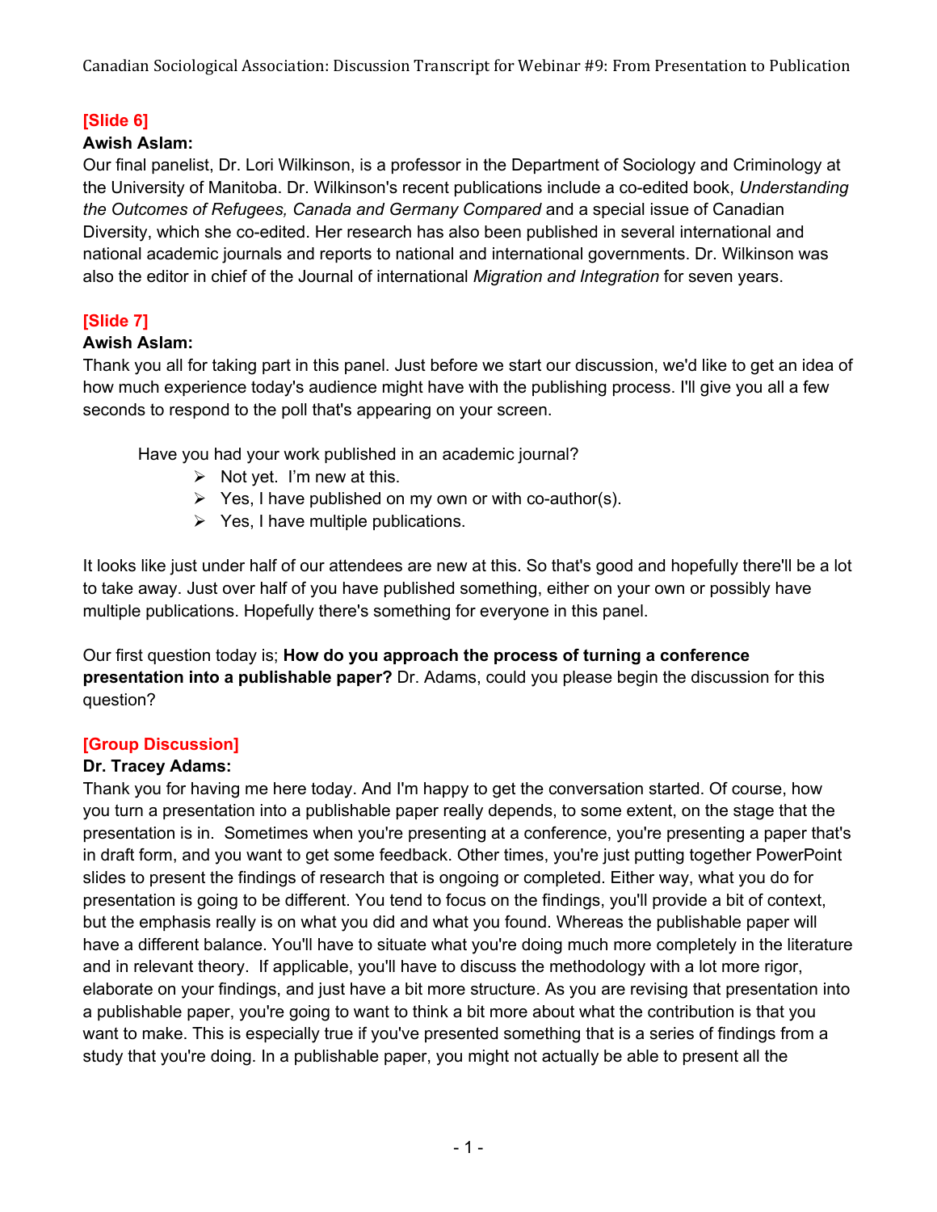**[Slide 6]**

**Awish Aslam:**

Our final panelist, Dr. Lori Wilkinson, is a professor in the Department of Sociology and Criminology at the University of Manitoba. Dr. Wilkinson's recent publications include a co-edited book, *Understanding the Outcomes of Refugees, Canada and Germany Compared* and a special issue of Canadian Diversity, which she co-edited. Her research has also been published in several international and national academic journals and reports to national and international governments. Dr. Wilkinson was also the editor in chief of the Journal of international *Migration and Integration* for seven years.

**[Slide 7]**

**Awish Aslam:**

Thank you all for taking part in this panel. Just before we start our discussion, we'd like to get an idea of how much experience today's audience might have with the publishing process. I'll give you all a few seconds to respond to the poll that's appearing on your screen.

Have you had your work published in an academic journal?

- Not yet. I'm new at this.
- Yes, I have published on my own or with co-author(s).
- Yes, I have multiple publications.

It looks like just under half of our attendees are new at this. So that's good and hopefully there'll be a lot to take away. Just over half of you have published something, either on your own or possibly have multiple publications. Hopefully there's something for everyone in this panel.

Our first question today is; **How do you approach the process of turning a conference presentation into a publishable paper?** Dr. Adams, could you please begin the discussion for this question?

**[Group Discussion]**

**Dr. Tracey Adams:**

Thank you for having me here today. And I'm happy to get the conversation started. Of course, how you turn a presentation into a publishable paper really depends, to some extent, on the stage that the presentation is in. Sometimes when you're presenting at a conference, you're presenting a paper that's in draft form, and you want to get some feedback. Other times, you're just putting together PowerPoint slides to present the findings of research that is ongoing or completed. Either way, what you do for presentation is going to be different. You tend to focus on the findings, you'll provide a bit of context, but the emphasis really is on what you did and what you found. Whereas the publishable paper will have a different balance. You'll have to situate what you're doing much more completely in the literature and in relevant theory. If applicable, you'll have to discuss the methodology with a lot more rigor, elaborate on your findings, and just have a bit more structure. As you are revising that presentation into a publishable paper, you're going to want to think a bit more about what the contribution is that you want to make. This is especially true if you've presented something that is a series of findings from a study that you're doing. In a publishable paper, you might not actually be able to present all the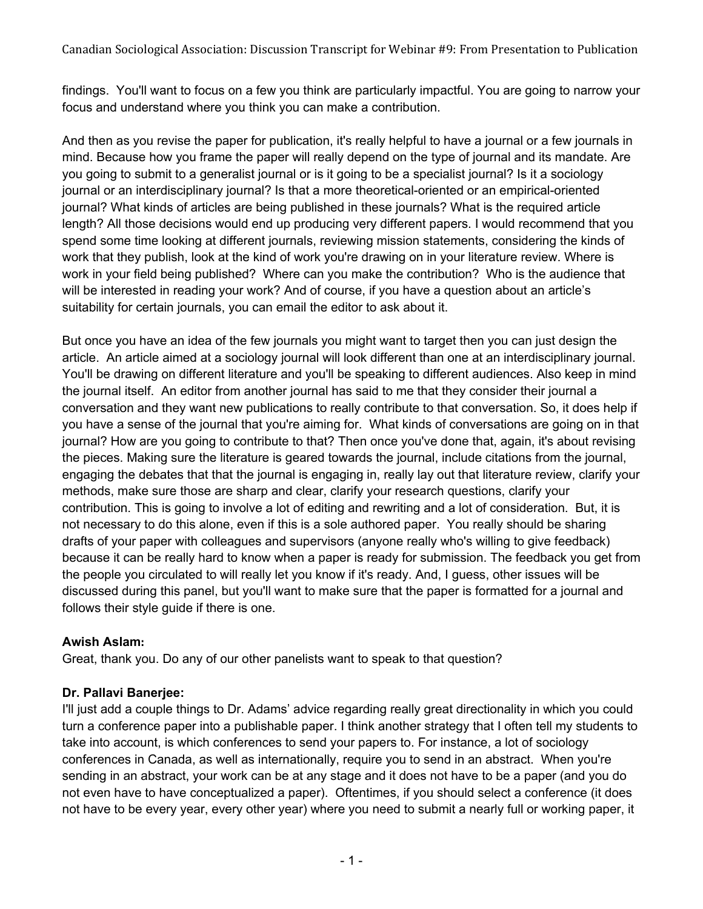findings. You'll want to focus on a few you think are particularly impactful. You are going to narrow your focus and understand where you think you can make a contribution.

And then as you revise the paper for publication, it's really helpful to have a journal or a few journals in mind. Because how you frame the paper will really depend on the type of journal and its mandate. Are you going to submit to a generalist journal or is it going to be a specialist journal? Is it a sociology journal or an interdisciplinary journal? Is that a more theoretical-oriented or an empirical-oriented journal? What kinds of articles are being published in these journals? What is the required article length? All those decisions would end up producing very different papers. I would recommend that you spend some time looking at different journals, reviewing mission statements, considering the kinds of work that they publish, look at the kind of work you're drawing on in your literature review. Where is work in your field being published? Where can you make the contribution? Who is the audience that will be interested in reading your work? And of course, if you have a question about an article's suitability for certain journals, you can email the editor to ask about it.

But once you have an idea of the few journals you might want to target then you can just design the article. An article aimed at a sociology journal will look different than one at an interdisciplinary journal. You'll be drawing on different literature and you'll be speaking to different audiences. Also keep in mind the journal itself. An editor from another journal has said to me that they consider their journal a conversation and they want new publications to really contribute to that conversation. So, it does help if you have a sense of the journal that you're aiming for. What kinds of conversations are going on in that journal? How are you going to contribute to that? Then once you've done that, again, it's about revising the pieces. Making sure the literature is geared towards the journal, include citations from the journal, engaging the debates that that the journal is engaging in, really lay out that literature review, clarify your methods, make sure those are sharp and clear, clarify your research questions, clarify your contribution. This is going to involve a lot of editing and rewriting and a lot of consideration. But, it is not necessary to do this alone, even if this is a sole authored paper. You really should be sharing drafts of your paper with colleagues and supervisors (anyone really who's willing to give feedback) because it can be really hard to know when a paper is ready for submission. The feedback you get from the people you circulated to will really let you know if it's ready. And, I guess, other issues will be discussed during this panel, but you'll want to make sure that the paper is formatted for a journal and follows their style guide if there is one.

**Awish Aslam:**
Great, thank you. Do any of our other panelists want to speak to that question?

**Dr. Pallavi Banerjee:**
I'll just add a couple things to Dr. Adams' advice regarding really great directionality in which you could turn a conference paper into a publishable paper. I think another strategy that I often tell my students to take into account, is which conferences to send your papers to. For instance, a lot of sociology conferences in Canada, as well as internationally, require you to send in an abstract. When you're sending in an abstract, your work can be at any stage and it does not have to be a paper (and you do not even have to have conceptualized a paper). Oftentimes, if you should select a conference (it does not have to be every year, every other year) where you need to submit a nearly full or working paper, it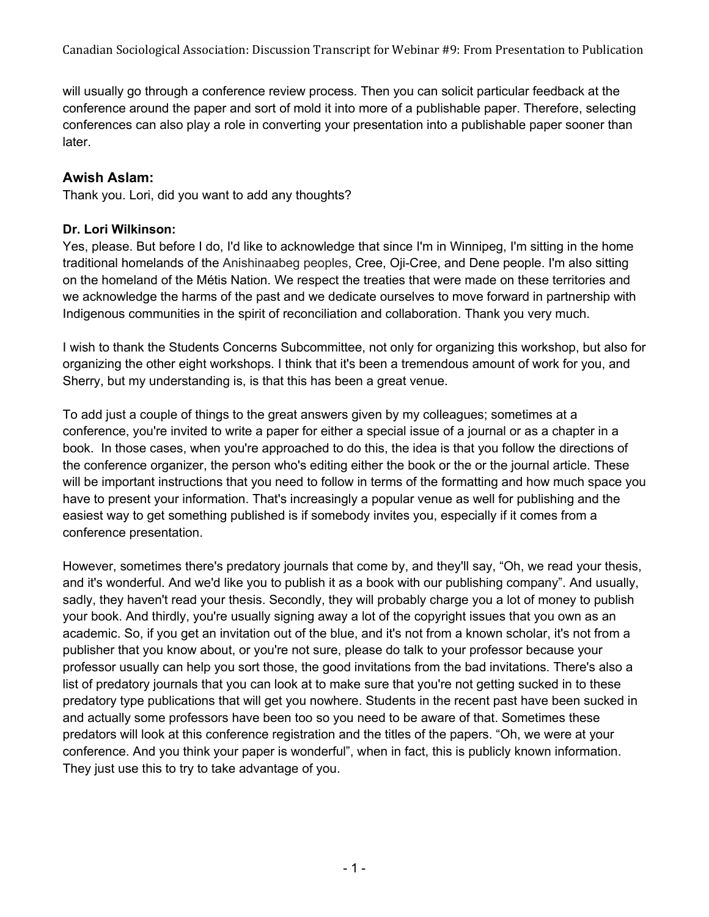will usually go through a conference review process. Then you can solicit particular feedback at the conference around the paper and sort of mold it into more of a publishable paper. Therefore, selecting conferences can also play a role in converting your presentation into a publishable paper sooner than later.

### Awish Aslam:

Thank you. Lori, did you want to add any thoughts?

**Dr. Lori Wilkinson:**

Yes, please. But before I do, I'd like to acknowledge that since I'm in Winnipeg, I'm sitting in the home traditional homelands of the Anishinaabeg peoples, Cree, Oji-Cree, and Dene people. I'm also sitting on the homeland of the Métis Nation. We respect the treaties that were made on these territories and we acknowledge the harms of the past and we dedicate ourselves to move forward in partnership with Indigenous communities in the spirit of reconciliation and collaboration. Thank you very much.

I wish to thank the Students Concerns Subcommittee, not only for organizing this workshop, but also for organizing the other eight workshops. I think that it's been a tremendous amount of work for you, and Sherry, but my understanding is, is that this has been a great venue.

To add just a couple of things to the great answers given by my colleagues; sometimes at a conference, you're invited to write a paper for either a special issue of a journal or as a chapter in a book. In those cases, when you're approached to do this, the idea is that you follow the directions of the conference organizer, the person who's editing either the book or the or the journal article. These will be important instructions that you need to follow in terms of the formatting and how much space you have to present your information. That's increasingly a popular venue as well for publishing and the easiest way to get something published is if somebody invites you, especially if it comes from a conference presentation.

However, sometimes there's predatory journals that come by, and they'll say, "Oh, we read your thesis, and it's wonderful. And we'd like you to publish it as a book with our publishing company". And usually, sadly, they haven't read your thesis. Secondly, they will probably charge you a lot of money to publish your book. And thirdly, you're usually signing away a lot of the copyright issues that you own as an academic. So, if you get an invitation out of the blue, and it's not from a known scholar, it's not from a publisher that you know about, or you're not sure, please do talk to your professor because your professor usually can help you sort those, the good invitations from the bad invitations. There's also a list of predatory journals that you can look at to make sure that you're not getting sucked in to these predatory type publications that will get you nowhere. Students in the recent past have been sucked in and actually some professors have been too so you need to be aware of that. Sometimes these predators will look at this conference registration and the titles of the papers. "Oh, we were at your conference. And you think your paper is wonderful", when in fact, this is publicly known information. They just use this to try to take advantage of you.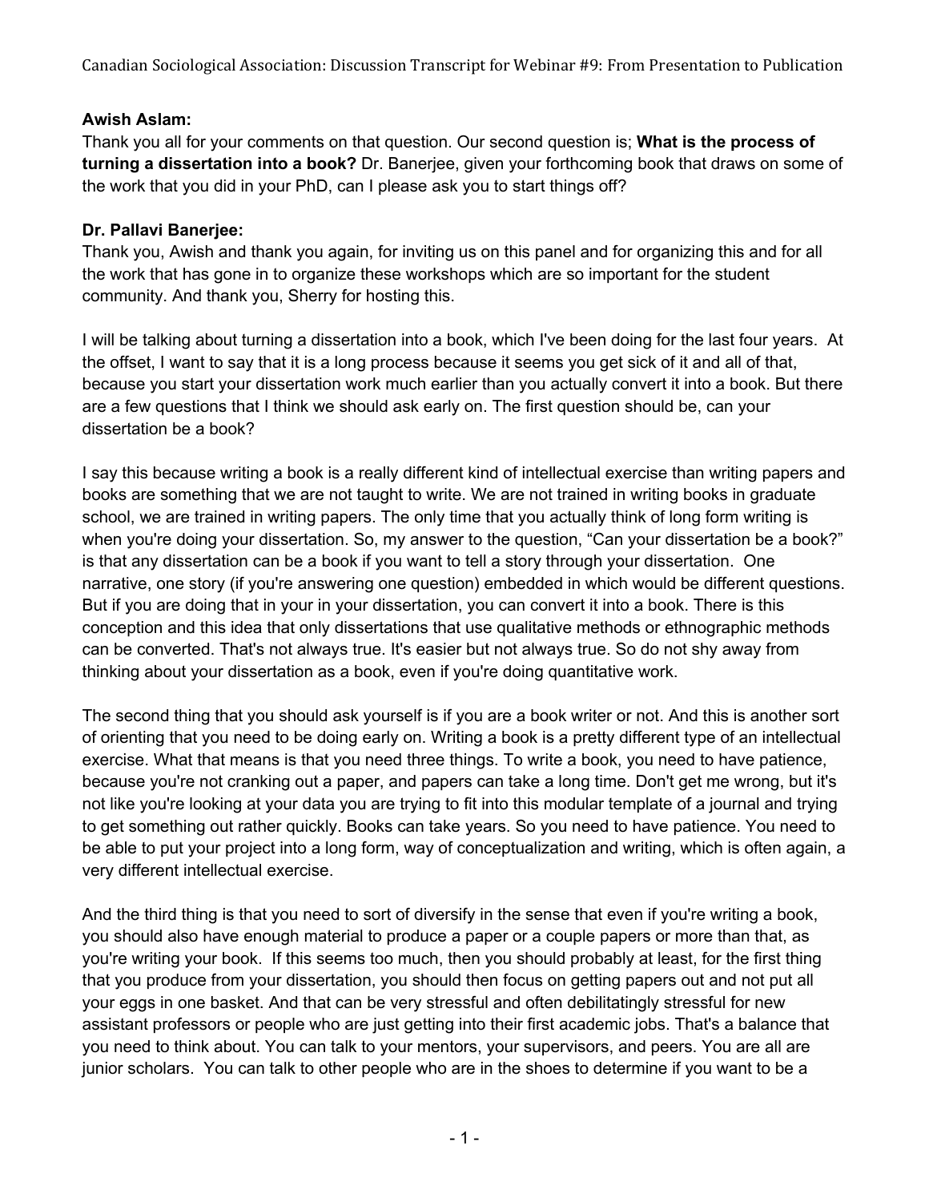**Awish Aslam:**
Thank you all for your comments on that question. Our second question is; **What is the process of turning a dissertation into a book?** Dr. Banerjee, given your forthcoming book that draws on some of the work that you did in your PhD, can I please ask you to start things off?

**Dr. Pallavi Banerjee:**
Thank you, Awish and thank you again, for inviting us on this panel and for organizing this and for all the work that has gone in to organize these workshops which are so important for the student community. And thank you, Sherry for hosting this.

I will be talking about turning a dissertation into a book, which I've been doing for the last four years. At the offset, I want to say that it is a long process because it seems you get sick of it and all of that, because you start your dissertation work much earlier than you actually convert it into a book. But there are a few questions that I think we should ask early on. The first question should be, can your dissertation be a book?

I say this because writing a book is a really different kind of intellectual exercise than writing papers and books are something that we are not taught to write. We are not trained in writing books in graduate school, we are trained in writing papers. The only time that you actually think of long form writing is when you're doing your dissertation. So, my answer to the question, "Can your dissertation be a book?" is that any dissertation can be a book if you want to tell a story through your dissertation. One narrative, one story (if you're answering one question) embedded in which would be different questions. But if you are doing that in your in your dissertation, you can convert it into a book. There is this conception and this idea that only dissertations that use qualitative methods or ethnographic methods can be converted. That's not always true. It's easier but not always true. So do not shy away from thinking about your dissertation as a book, even if you're doing quantitative work.

The second thing that you should ask yourself is if you are a book writer or not. And this is another sort of orienting that you need to be doing early on. Writing a book is a pretty different type of an intellectual exercise. What that means is that you need three things. To write a book, you need to have patience, because you're not cranking out a paper, and papers can take a long time. Don't get me wrong, but it's not like you're looking at your data you are trying to fit into this modular template of a journal and trying to get something out rather quickly. Books can take years. So you need to have patience. You need to be able to put your project into a long form, way of conceptualization and writing, which is often again, a very different intellectual exercise.

And the third thing is that you need to sort of diversify in the sense that even if you're writing a book, you should also have enough material to produce a paper or a couple papers or more than that, as you're writing your book. If this seems too much, then you should probably at least, for the first thing that you produce from your dissertation, you should then focus on getting papers out and not put all your eggs in one basket. And that can be very stressful and often debilitatingly stressful for new assistant professors or people who are just getting into their first academic jobs. That's a balance that you need to think about. You can talk to your mentors, your supervisors, and peers. You are all are junior scholars. You can talk to other people who are in the shoes to determine if you want to be a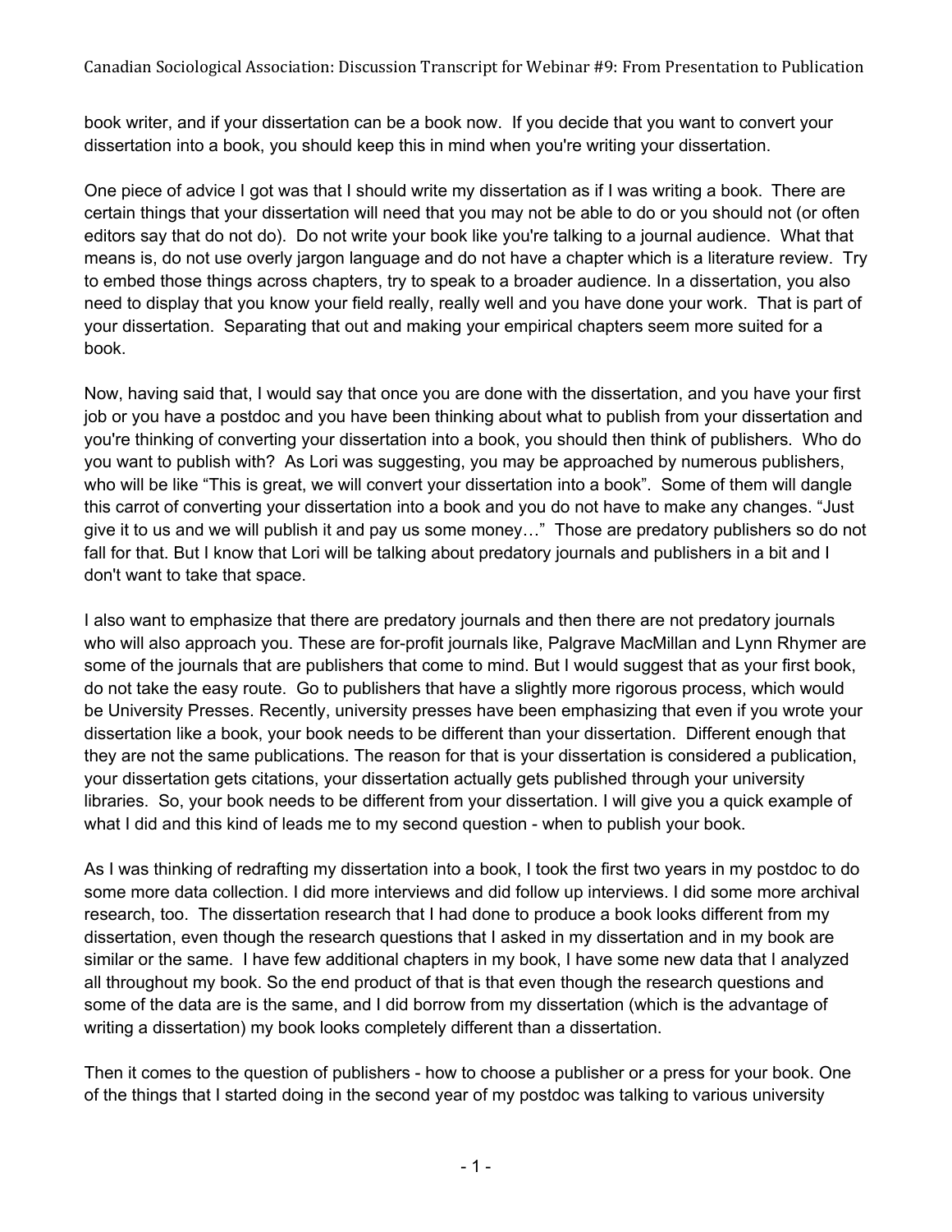book writer, and if your dissertation can be a book now. If you decide that you want to convert your dissertation into a book, you should keep this in mind when you're writing your dissertation.

One piece of advice I got was that I should write my dissertation as if I was writing a book. There are certain things that your dissertation will need that you may not be able to do or you should not (or often editors say that do not do). Do not write your book like you're talking to a journal audience. What that means is, do not use overly jargon language and do not have a chapter which is a literature review. Try to embed those things across chapters, try to speak to a broader audience. In a dissertation, you also need to display that you know your field really, really well and you have done your work. That is part of your dissertation. Separating that out and making your empirical chapters seem more suited for a book.

Now, having said that, I would say that once you are done with the dissertation, and you have your first job or you have a postdoc and you have been thinking about what to publish from your dissertation and you're thinking of converting your dissertation into a book, you should then think of publishers. Who do you want to publish with? As Lori was suggesting, you may be approached by numerous publishers, who will be like "This is great, we will convert your dissertation into a book". Some of them will dangle this carrot of converting your dissertation into a book and you do not have to make any changes. "Just give it to us and we will publish it and pay us some money…" Those are predatory publishers so do not fall for that. But I know that Lori will be talking about predatory journals and publishers in a bit and I don't want to take that space.

I also want to emphasize that there are predatory journals and then there are not predatory journals who will also approach you. These are for-profit journals like, Palgrave MacMillan and Lynn Rhymer are some of the journals that are publishers that come to mind. But I would suggest that as your first book, do not take the easy route. Go to publishers that have a slightly more rigorous process, which would be University Presses. Recently, university presses have been emphasizing that even if you wrote your dissertation like a book, your book needs to be different than your dissertation. Different enough that they are not the same publications. The reason for that is your dissertation is considered a publication, your dissertation gets citations, your dissertation actually gets published through your university libraries. So, your book needs to be different from your dissertation. I will give you a quick example of what I did and this kind of leads me to my second question - when to publish your book.

As I was thinking of redrafting my dissertation into a book, I took the first two years in my postdoc to do some more data collection. I did more interviews and did follow up interviews. I did some more archival research, too. The dissertation research that I had done to produce a book looks different from my dissertation, even though the research questions that I asked in my dissertation and in my book are similar or the same. I have few additional chapters in my book, I have some new data that I analyzed all throughout my book. So the end product of that is that even though the research questions and some of the data are is the same, and I did borrow from my dissertation (which is the advantage of writing a dissertation) my book looks completely different than a dissertation.

Then it comes to the question of publishers - how to choose a publisher or a press for your book. One of the things that I started doing in the second year of my postdoc was talking to various university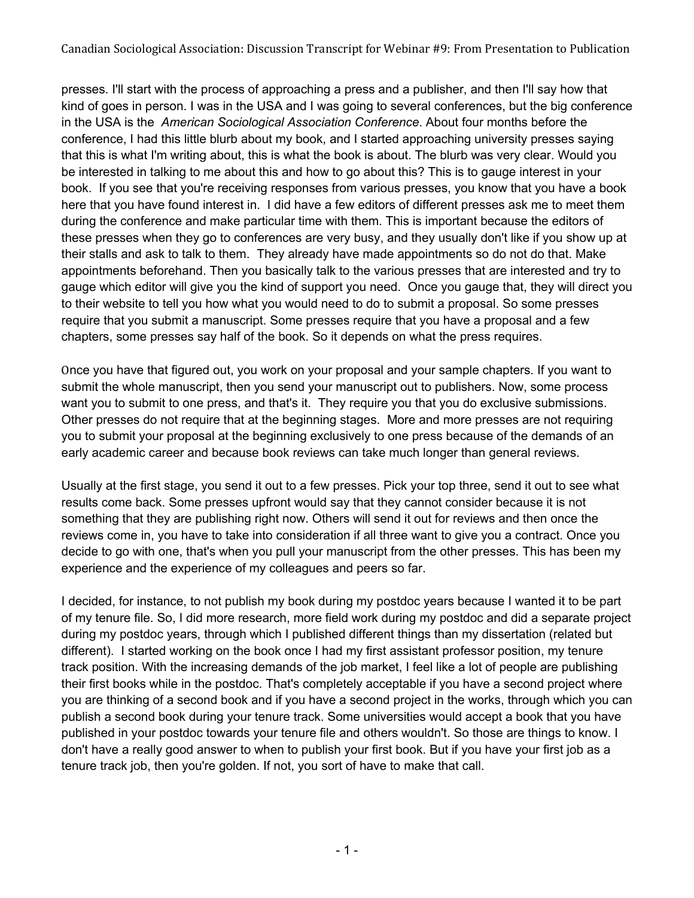presses. I'll start with the process of approaching a press and a publisher, and then I'll say how that kind of goes in person. I was in the USA and I was going to several conferences, but the big conference in the USA is the *American Sociological Association Conference*. About four months before the conference, I had this little blurb about my book, and I started approaching university presses saying that this is what I'm writing about, this is what the book is about. The blurb was very clear. Would you be interested in talking to me about this and how to go about this? This is to gauge interest in your book. If you see that you're receiving responses from various presses, you know that you have a book here that you have found interest in. I did have a few editors of different presses ask me to meet them during the conference and make particular time with them. This is important because the editors of these presses when they go to conferences are very busy, and they usually don't like if you show up at their stalls and ask to talk to them. They already have made appointments so do not do that. Make appointments beforehand. Then you basically talk to the various presses that are interested and try to gauge which editor will give you the kind of support you need. Once you gauge that, they will direct you to their website to tell you how what you would need to do to submit a proposal. So some presses require that you submit a manuscript. Some presses require that you have a proposal and a few chapters, some presses say half of the book. So it depends on what the press requires.

Once you have that figured out, you work on your proposal and your sample chapters. If you want to submit the whole manuscript, then you send your manuscript out to publishers. Now, some process want you to submit to one press, and that's it. They require you that you do exclusive submissions. Other presses do not require that at the beginning stages. More and more presses are not requiring you to submit your proposal at the beginning exclusively to one press because of the demands of an early academic career and because book reviews can take much longer than general reviews.

Usually at the first stage, you send it out to a few presses. Pick your top three, send it out to see what results come back. Some presses upfront would say that they cannot consider because it is not something that they are publishing right now. Others will send it out for reviews and then once the reviews come in, you have to take into consideration if all three want to give you a contract. Once you decide to go with one, that's when you pull your manuscript from the other presses. This has been my experience and the experience of my colleagues and peers so far.

I decided, for instance, to not publish my book during my postdoc years because I wanted it to be part of my tenure file. So, I did more research, more field work during my postdoc and did a separate project during my postdoc years, through which I published different things than my dissertation (related but different). I started working on the book once I had my first assistant professor position, my tenure track position. With the increasing demands of the job market, I feel like a lot of people are publishing their first books while in the postdoc. That's completely acceptable if you have a second project where you are thinking of a second book and if you have a second project in the works, through which you can publish a second book during your tenure track. Some universities would accept a book that you have published in your postdoc towards your tenure file and others wouldn't. So those are things to know. I don't have a really good answer to when to publish your first book. But if you have your first job as a tenure track job, then you're golden. If not, you sort of have to make that call.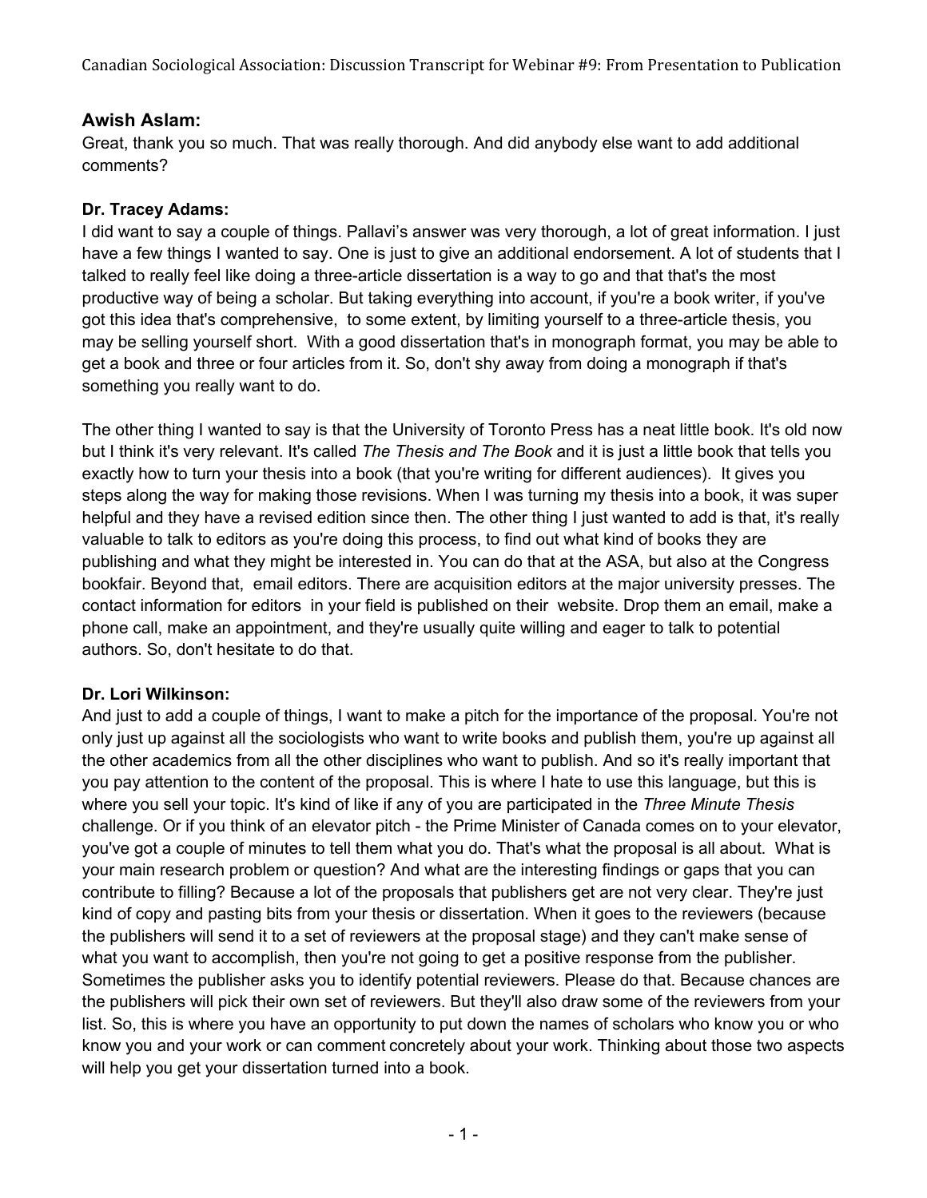**Awish Aslam:**
Great, thank you so much. That was really thorough. And did anybody else want to add additional comments?

**Dr. Tracey Adams:**
I did want to say a couple of things. Pallavi's answer was very thorough, a lot of great information. I just have a few things I wanted to say. One is just to give an additional endorsement. A lot of students that I talked to really feel like doing a three-article dissertation is a way to go and that that's the most productive way of being a scholar. But taking everything into account, if you're a book writer, if you've got this idea that's comprehensive, to some extent, by limiting yourself to a three-article thesis, you may be selling yourself short. With a good dissertation that's in monograph format, you may be able to get a book and three or four articles from it. So, don't shy away from doing a monograph if that's something you really want to do.

The other thing I wanted to say is that the University of Toronto Press has a neat little book. It's old now but I think it's very relevant. It's called *The Thesis and The Book* and it is just a little book that tells you exactly how to turn your thesis into a book (that you're writing for different audiences). It gives you steps along the way for making those revisions. When I was turning my thesis into a book, it was super helpful and they have a revised edition since then. The other thing I just wanted to add is that, it's really valuable to talk to editors as you're doing this process, to find out what kind of books they are publishing and what they might be interested in. You can do that at the ASA, but also at the Congress bookfair. Beyond that, email editors. There are acquisition editors at the major university presses. The contact information for editors in your field is published on their website. Drop them an email, make a phone call, make an appointment, and they're usually quite willing and eager to talk to potential authors. So, don't hesitate to do that.

**Dr. Lori Wilkinson:**
And just to add a couple of things, I want to make a pitch for the importance of the proposal. You're not only just up against all the sociologists who want to write books and publish them, you're up against all the other academics from all the other disciplines who want to publish. And so it's really important that you pay attention to the content of the proposal. This is where I hate to use this language, but this is where you sell your topic. It's kind of like if any of you are participated in the *Three Minute Thesis* challenge. Or if you think of an elevator pitch - the Prime Minister of Canada comes on to your elevator, you've got a couple of minutes to tell them what you do. That's what the proposal is all about. What is your main research problem or question? And what are the interesting findings or gaps that you can contribute to filling? Because a lot of the proposals that publishers get are not very clear. They're just kind of copy and pasting bits from your thesis or dissertation. When it goes to the reviewers (because the publishers will send it to a set of reviewers at the proposal stage) and they can't make sense of what you want to accomplish, then you're not going to get a positive response from the publisher. Sometimes the publisher asks you to identify potential reviewers. Please do that. Because chances are the publishers will pick their own set of reviewers. But they'll also draw some of the reviewers from your list. So, this is where you have an opportunity to put down the names of scholars who know you or who know you and your work or can comment concretely about your work. Thinking about those two aspects will help you get your dissertation turned into a book.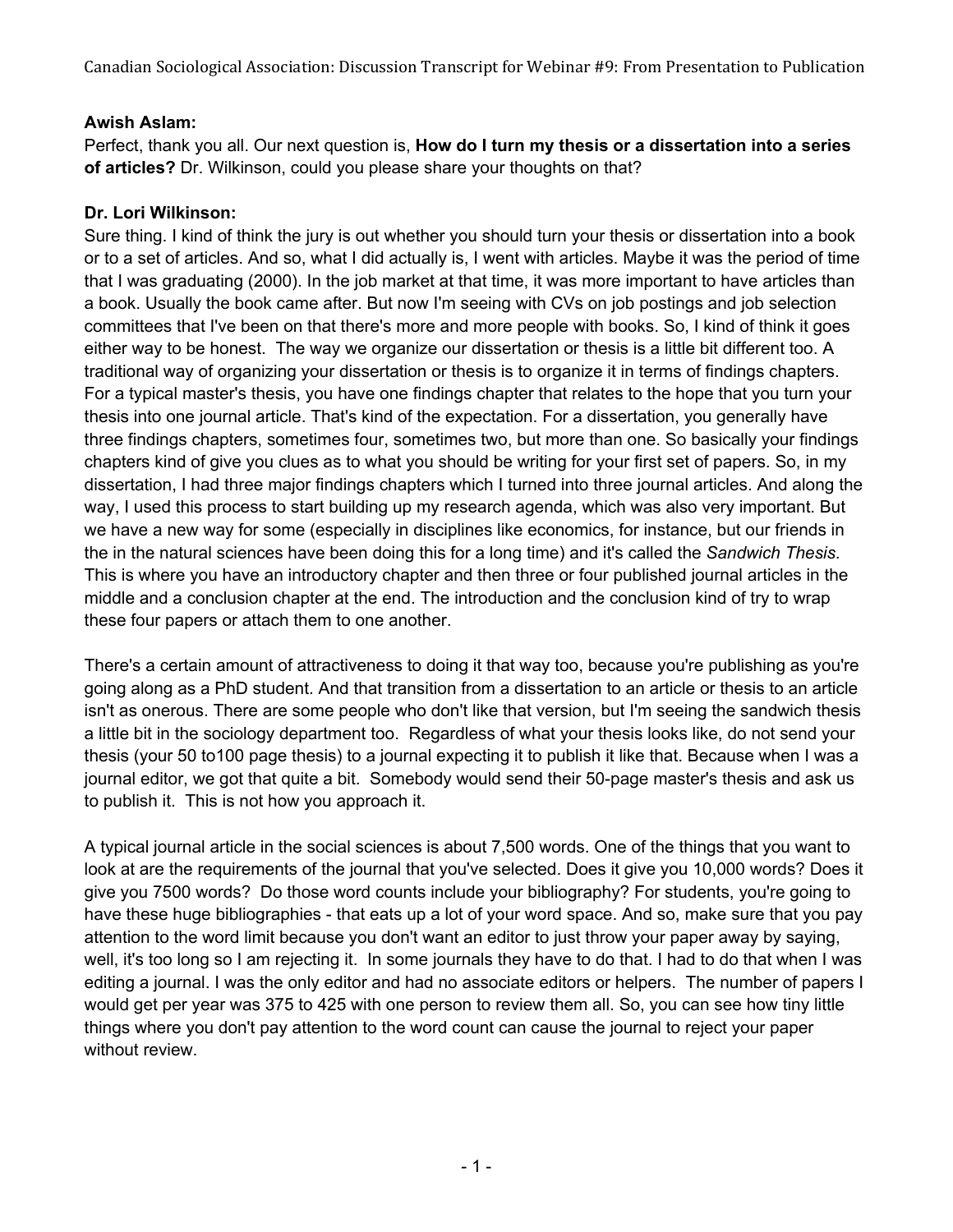**Awish Aslam:**
Perfect, thank you all. Our next question is, **How do I turn my thesis or a dissertation into a series of articles?** Dr. Wilkinson, could you please share your thoughts on that?

**Dr. Lori Wilkinson:**
Sure thing. I kind of think the jury is out whether you should turn your thesis or dissertation into a book or to a set of articles. And so, what I did actually is, I went with articles. Maybe it was the period of time that I was graduating (2000). In the job market at that time, it was more important to have articles than a book. Usually the book came after. But now I'm seeing with CVs on job postings and job selection committees that I've been on that there's more and more people with books. So, I kind of think it goes either way to be honest. The way we organize our dissertation or thesis is a little bit different too. A traditional way of organizing your dissertation or thesis is to organize it in terms of findings chapters. For a typical master's thesis, you have one findings chapter that relates to the hope that you turn your thesis into one journal article. That's kind of the expectation. For a dissertation, you generally have three findings chapters, sometimes four, sometimes two, but more than one. So basically your findings chapters kind of give you clues as to what you should be writing for your first set of papers. So, in my dissertation, I had three major findings chapters which I turned into three journal articles. And along the way, I used this process to start building up my research agenda, which was also very important. But we have a new way for some (especially in disciplines like economics, for instance, but our friends in the in the natural sciences have been doing this for a long time) and it's called the *Sandwich Thesis*. This is where you have an introductory chapter and then three or four published journal articles in the middle and a conclusion chapter at the end. The introduction and the conclusion kind of try to wrap these four papers or attach them to one another.

There's a certain amount of attractiveness to doing it that way too, because you're publishing as you're going along as a PhD student. And that transition from a dissertation to an article or thesis to an article isn't as onerous. There are some people who don't like that version, but I'm seeing the sandwich thesis a little bit in the sociology department too. Regardless of what your thesis looks like, do not send your thesis (your 50 to100 page thesis) to a journal expecting it to publish it like that. Because when I was a journal editor, we got that quite a bit. Somebody would send their 50-page master's thesis and ask us to publish it. This is not how you approach it.

A typical journal article in the social sciences is about 7,500 words. One of the things that you want to look at are the requirements of the journal that you've selected. Does it give you 10,000 words? Does it give you 7500 words? Do those word counts include your bibliography? For students, you're going to have these huge bibliographies - that eats up a lot of your word space. And so, make sure that you pay attention to the word limit because you don't want an editor to just throw your paper away by saying, well, it's too long so I am rejecting it. In some journals they have to do that. I had to do that when I was editing a journal. I was the only editor and had no associate editors or helpers. The number of papers I would get per year was 375 to 425 with one person to review them all. So, you can see how tiny little things where you don't pay attention to the word count can cause the journal to reject your paper without review.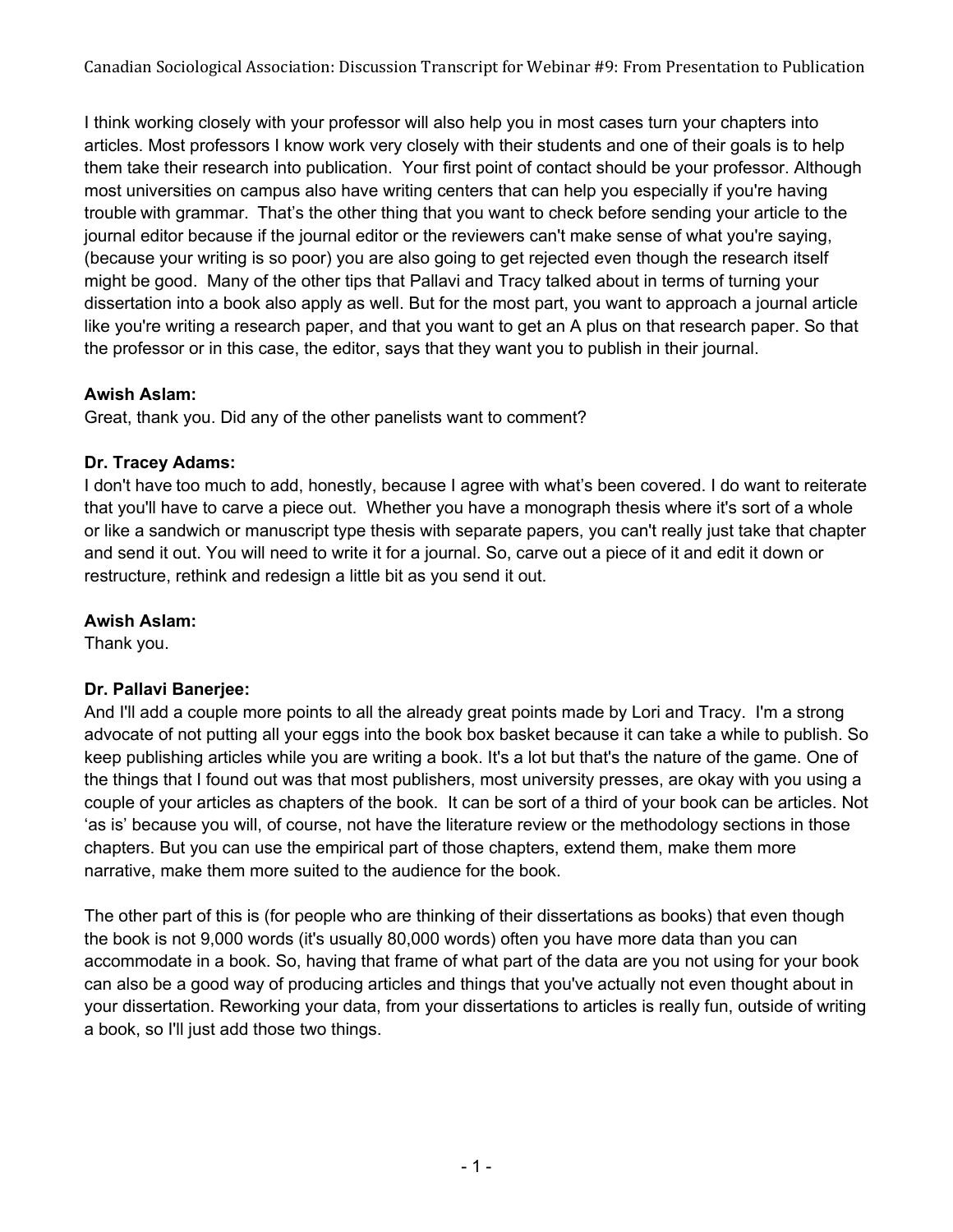I think working closely with your professor will also help you in most cases turn your chapters into articles. Most professors I know work very closely with their students and one of their goals is to help them take their research into publication. Your first point of contact should be your professor. Although most universities on campus also have writing centers that can help you especially if you're having trouble with grammar. That's the other thing that you want to check before sending your article to the journal editor because if the journal editor or the reviewers can't make sense of what you're saying, (because your writing is so poor) you are also going to get rejected even though the research itself might be good. Many of the other tips that Pallavi and Tracy talked about in terms of turning your dissertation into a book also apply as well. But for the most part, you want to approach a journal article like you're writing a research paper, and that you want to get an A plus on that research paper. So that the professor or in this case, the editor, says that they want you to publish in their journal.

**Awish Aslam:**
Great, thank you. Did any of the other panelists want to comment?

**Dr. Tracey Adams:**
I don't have too much to add, honestly, because I agree with what's been covered. I do want to reiterate that you'll have to carve a piece out. Whether you have a monograph thesis where it's sort of a whole or like a sandwich or manuscript type thesis with separate papers, you can't really just take that chapter and send it out. You will need to write it for a journal. So, carve out a piece of it and edit it down or restructure, rethink and redesign a little bit as you send it out.

**Awish Aslam:**
Thank you.

**Dr. Pallavi Banerjee:**
And I'll add a couple more points to all the already great points made by Lori and Tracy. I'm a strong advocate of not putting all your eggs into the book box basket because it can take a while to publish. So keep publishing articles while you are writing a book. It's a lot but that's the nature of the game. One of the things that I found out was that most publishers, most university presses, are okay with you using a couple of your articles as chapters of the book. It can be sort of a third of your book can be articles. Not 'as is' because you will, of course, not have the literature review or the methodology sections in those chapters. But you can use the empirical part of those chapters, extend them, make them more narrative, make them more suited to the audience for the book.

The other part of this is (for people who are thinking of their dissertations as books) that even though the book is not 9,000 words (it's usually 80,000 words) often you have more data than you can accommodate in a book. So, having that frame of what part of the data are you not using for your book can also be a good way of producing articles and things that you've actually not even thought about in your dissertation. Reworking your data, from your dissertations to articles is really fun, outside of writing a book, so I'll just add those two things.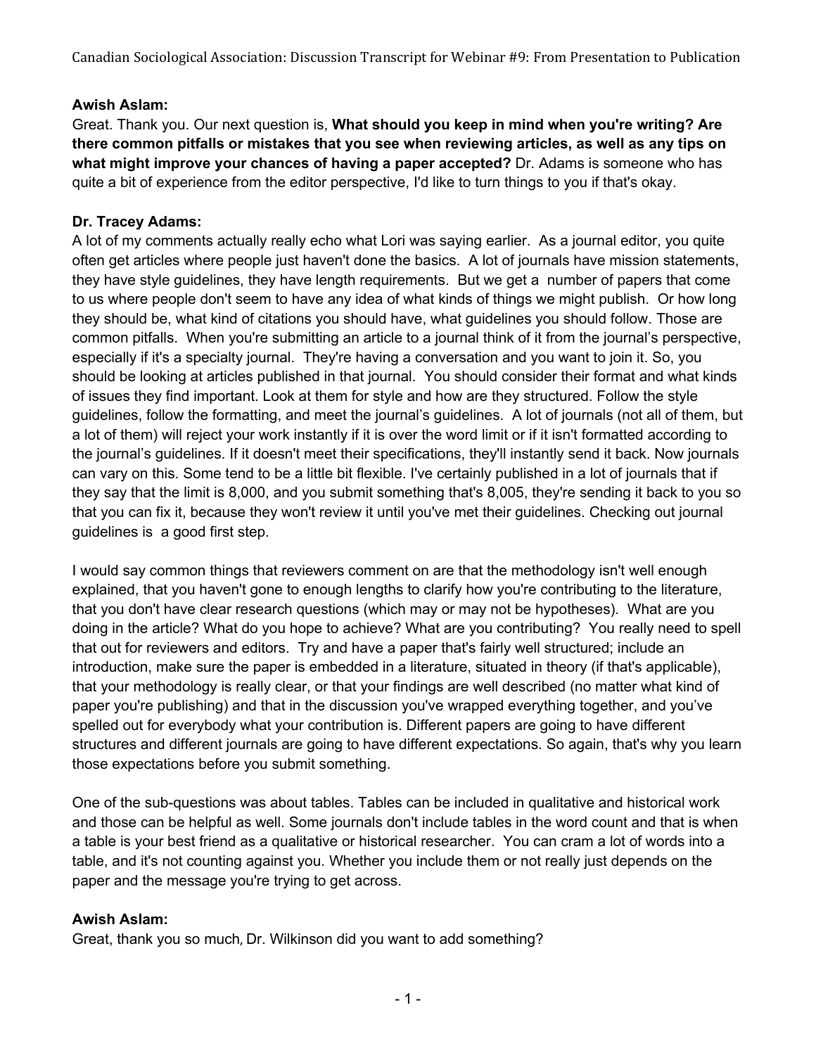**Awish Aslam:**
Great. Thank you. Our next question is, **What should you keep in mind when you're writing? Are there common pitfalls or mistakes that you see when reviewing articles, as well as any tips on what might improve your chances of having a paper accepted?** Dr. Adams is someone who has quite a bit of experience from the editor perspective, I'd like to turn things to you if that's okay.

**Dr. Tracey Adams:**
A lot of my comments actually really echo what Lori was saying earlier. As a journal editor, you quite often get articles where people just haven't done the basics. A lot of journals have mission statements, they have style guidelines, they have length requirements. But we get a number of papers that come to us where people don't seem to have any idea of what kinds of things we might publish. Or how long they should be, what kind of citations you should have, what guidelines you should follow. Those are common pitfalls. When you're submitting an article to a journal think of it from the journal's perspective, especially if it's a specialty journal. They're having a conversation and you want to join it. So, you should be looking at articles published in that journal. You should consider their format and what kinds of issues they find important. Look at them for style and how are they structured. Follow the style guidelines, follow the formatting, and meet the journal's guidelines. A lot of journals (not all of them, but a lot of them) will reject your work instantly if it is over the word limit or if it isn't formatted according to the journal's guidelines. If it doesn't meet their specifications, they'll instantly send it back. Now journals can vary on this. Some tend to be a little bit flexible. I've certainly published in a lot of journals that if they say that the limit is 8,000, and you submit something that's 8,005, they're sending it back to you so that you can fix it, because they won't review it until you've met their guidelines. Checking out journal guidelines is a good first step.

I would say common things that reviewers comment on are that the methodology isn't well enough explained, that you haven't gone to enough lengths to clarify how you're contributing to the literature, that you don't have clear research questions (which may or may not be hypotheses). What are you doing in the article? What do you hope to achieve? What are you contributing? You really need to spell that out for reviewers and editors. Try and have a paper that's fairly well structured; include an introduction, make sure the paper is embedded in a literature, situated in theory (if that's applicable), that your methodology is really clear, or that your findings are well described (no matter what kind of paper you're publishing) and that in the discussion you've wrapped everything together, and you've spelled out for everybody what your contribution is. Different papers are going to have different structures and different journals are going to have different expectations. So again, that's why you learn those expectations before you submit something.

One of the sub-questions was about tables. Tables can be included in qualitative and historical work and those can be helpful as well. Some journals don't include tables in the word count and that is when a table is your best friend as a qualitative or historical researcher. You can cram a lot of words into a table, and it's not counting against you. Whether you include them or not really just depends on the paper and the message you're trying to get across.

**Awish Aslam:**
Great, thank you so much, Dr. Wilkinson did you want to add something?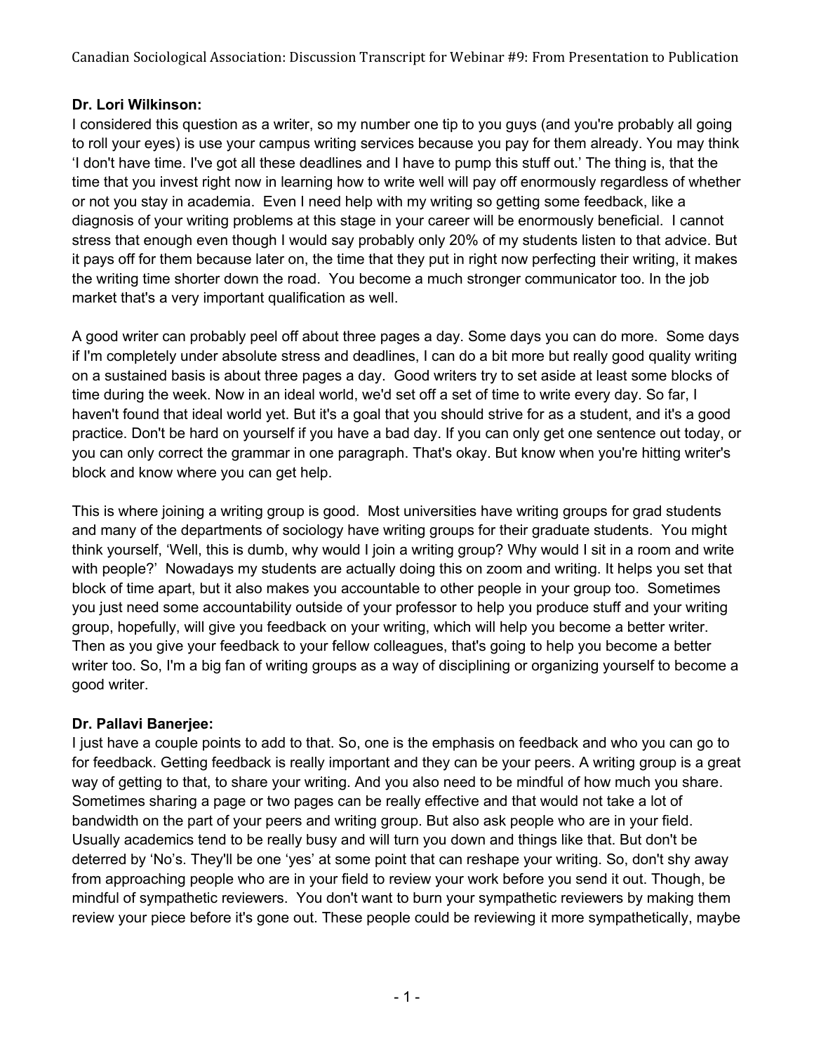**Dr. Lori Wilkinson:**

I considered this question as a writer, so my number one tip to you guys (and you're probably all going to roll your eyes) is use your campus writing services because you pay for them already. You may think 'I don't have time. I've got all these deadlines and I have to pump this stuff out.' The thing is, that the time that you invest right now in learning how to write well will pay off enormously regardless of whether or not you stay in academia. Even I need help with my writing so getting some feedback, like a diagnosis of your writing problems at this stage in your career will be enormously beneficial. I cannot stress that enough even though I would say probably only 20% of my students listen to that advice. But it pays off for them because later on, the time that they put in right now perfecting their writing, it makes the writing time shorter down the road. You become a much stronger communicator too. In the job market that's a very important qualification as well.

A good writer can probably peel off about three pages a day. Some days you can do more. Some days if I'm completely under absolute stress and deadlines, I can do a bit more but really good quality writing on a sustained basis is about three pages a day. Good writers try to set aside at least some blocks of time during the week. Now in an ideal world, we'd set off a set of time to write every day. So far, I haven't found that ideal world yet. But it's a goal that you should strive for as a student, and it's a good practice. Don't be hard on yourself if you have a bad day. If you can only get one sentence out today, or you can only correct the grammar in one paragraph. That's okay. But know when you're hitting writer's block and know where you can get help.

This is where joining a writing group is good. Most universities have writing groups for grad students and many of the departments of sociology have writing groups for their graduate students. You might think yourself, 'Well, this is dumb, why would I join a writing group? Why would I sit in a room and write with people?' Nowadays my students are actually doing this on zoom and writing. It helps you set that block of time apart, but it also makes you accountable to other people in your group too. Sometimes you just need some accountability outside of your professor to help you produce stuff and your writing group, hopefully, will give you feedback on your writing, which will help you become a better writer. Then as you give your feedback to your fellow colleagues, that's going to help you become a better writer too. So, I'm a big fan of writing groups as a way of disciplining or organizing yourself to become a good writer.

**Dr. Pallavi Banerjee:**

I just have a couple points to add to that. So, one is the emphasis on feedback and who you can go to for feedback. Getting feedback is really important and they can be your peers. A writing group is a great way of getting to that, to share your writing. And you also need to be mindful of how much you share. Sometimes sharing a page or two pages can be really effective and that would not take a lot of bandwidth on the part of your peers and writing group. But also ask people who are in your field. Usually academics tend to be really busy and will turn you down and things like that. But don't be deterred by 'No's. They'll be one 'yes' at some point that can reshape your writing. So, don't shy away from approaching people who are in your field to review your work before you send it out. Though, be mindful of sympathetic reviewers. You don't want to burn your sympathetic reviewers by making them review your piece before it's gone out. These people could be reviewing it more sympathetically, maybe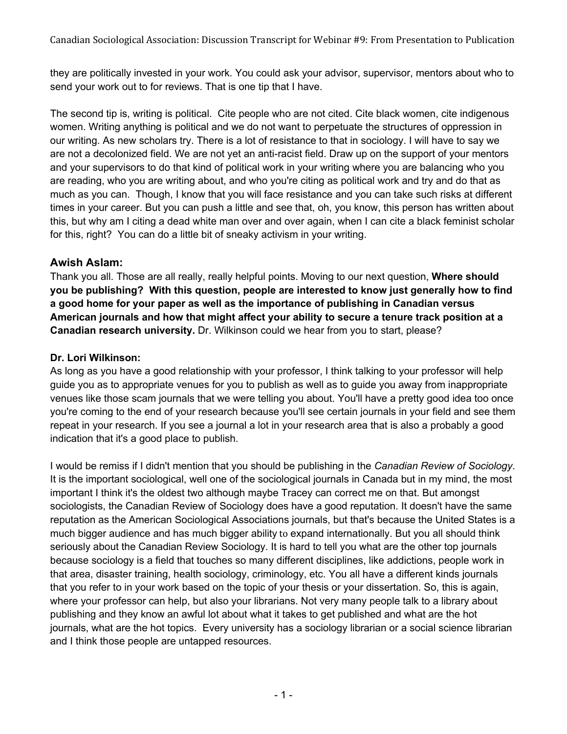they are politically invested in your work. You could ask your advisor, supervisor, mentors about who to send your work out to for reviews. That is one tip that I have.

The second tip is, writing is political. Cite people who are not cited. Cite black women, cite indigenous women. Writing anything is political and we do not want to perpetuate the structures of oppression in our writing. As new scholars try. There is a lot of resistance to that in sociology. I will have to say we are not a decolonized field. We are not yet an anti-racist field. Draw up on the support of your mentors and your supervisors to do that kind of political work in your writing where you are balancing who you are reading, who you are writing about, and who you're citing as political work and try and do that as much as you can. Though, I know that you will face resistance and you can take such risks at different times in your career. But you can push a little and see that, oh, you know, this person has written about this, but why am I citing a dead white man over and over again, when I can cite a black feminist scholar for this, right? You can do a little bit of sneaky activism in your writing.

### Awish Aslam:

Thank you all. Those are all really, really helpful points. Moving to our next question, **Where should you be publishing? With this question, people are interested to know just generally how to find a good home for your paper as well as the importance of publishing in Canadian versus American journals and how that might affect your ability to secure a tenure track position at a Canadian research university.** Dr. Wilkinson could we hear from you to start, please?

**Dr. Lori Wilkinson:**

As long as you have a good relationship with your professor, I think talking to your professor will help guide you as to appropriate venues for you to publish as well as to guide you away from inappropriate venues like those scam journals that we were telling you about. You'll have a pretty good idea too once you're coming to the end of your research because you'll see certain journals in your field and see them repeat in your research. If you see a journal a lot in your research area that is also a probably a good indication that it's a good place to publish.

I would be remiss if I didn't mention that you should be publishing in the *Canadian Review of Sociology*. It is the important sociological, well one of the sociological journals in Canada but in my mind, the most important I think it's the oldest two although maybe Tracey can correct me on that. But amongst sociologists, the Canadian Review of Sociology does have a good reputation. It doesn't have the same reputation as the American Sociological Associations journals, but that's because the United States is a much bigger audience and has much bigger ability to expand internationally. But you all should think seriously about the Canadian Review Sociology. It is hard to tell you what are the other top journals because sociology is a field that touches so many different disciplines, like addictions, people work in that area, disaster training, health sociology, criminology, etc. You all have a different kinds journals that you refer to in your work based on the topic of your thesis or your dissertation. So, this is again, where your professor can help, but also your librarians. Not very many people talk to a library about publishing and they know an awful lot about what it takes to get published and what are the hot journals, what are the hot topics. Every university has a sociology librarian or a social science librarian and I think those people are untapped resources.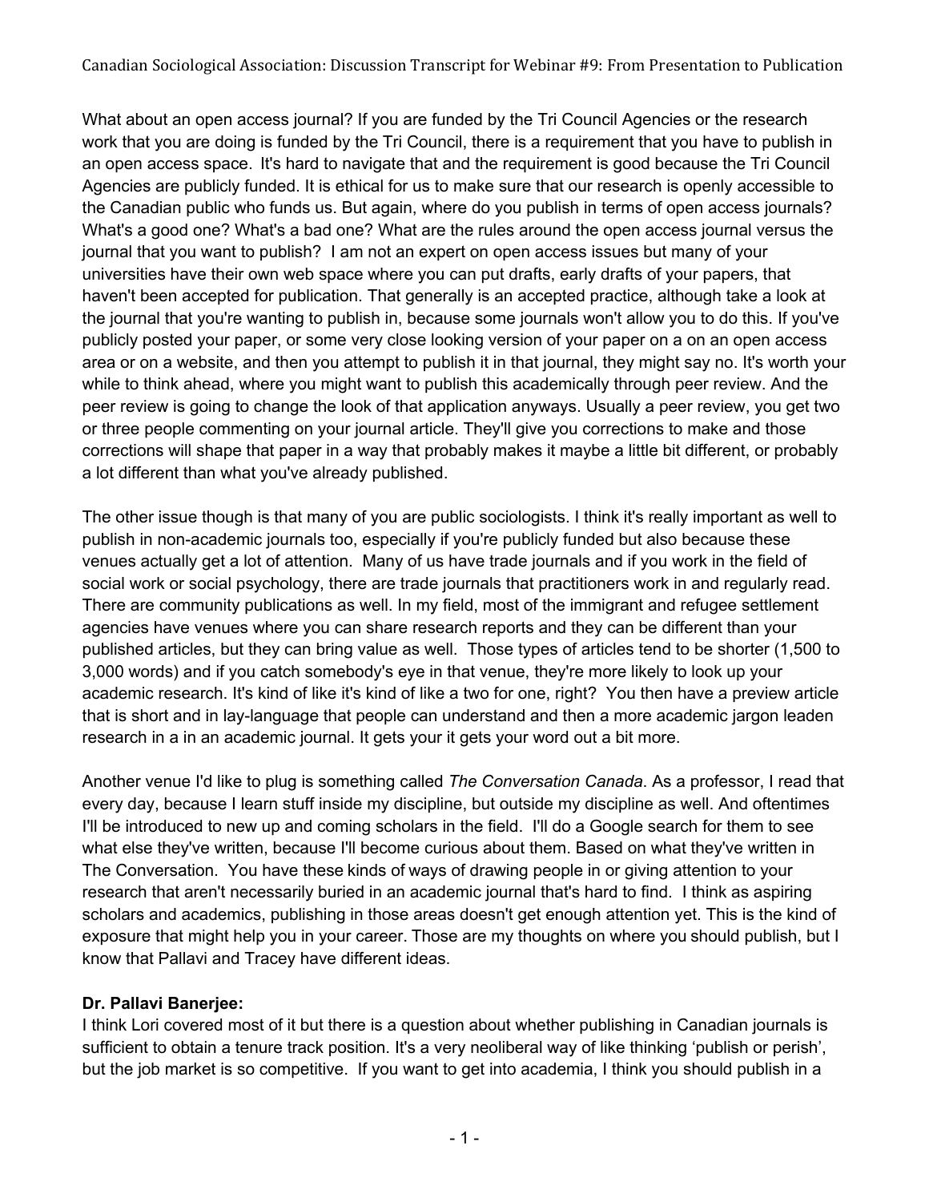What about an open access journal? If you are funded by the Tri Council Agencies or the research work that you are doing is funded by the Tri Council, there is a requirement that you have to publish in an open access space. It's hard to navigate that and the requirement is good because the Tri Council Agencies are publicly funded. It is ethical for us to make sure that our research is openly accessible to the Canadian public who funds us. But again, where do you publish in terms of open access journals? What's a good one? What's a bad one? What are the rules around the open access journal versus the journal that you want to publish? I am not an expert on open access issues but many of your universities have their own web space where you can put drafts, early drafts of your papers, that haven't been accepted for publication. That generally is an accepted practice, although take a look at the journal that you're wanting to publish in, because some journals won't allow you to do this. If you've publicly posted your paper, or some very close looking version of your paper on a on an open access area or on a website, and then you attempt to publish it in that journal, they might say no. It's worth your while to think ahead, where you might want to publish this academically through peer review. And the peer review is going to change the look of that application anyways. Usually a peer review, you get two or three people commenting on your journal article. They'll give you corrections to make and those corrections will shape that paper in a way that probably makes it maybe a little bit different, or probably a lot different than what you've already published.

The other issue though is that many of you are public sociologists. I think it's really important as well to publish in non-academic journals too, especially if you're publicly funded but also because these venues actually get a lot of attention. Many of us have trade journals and if you work in the field of social work or social psychology, there are trade journals that practitioners work in and regularly read. There are community publications as well. In my field, most of the immigrant and refugee settlement agencies have venues where you can share research reports and they can be different than your published articles, but they can bring value as well. Those types of articles tend to be shorter (1,500 to 3,000 words) and if you catch somebody's eye in that venue, they're more likely to look up your academic research. It's kind of like it's kind of like a two for one, right? You then have a preview article that is short and in lay-language that people can understand and then a more academic jargon leaden research in a in an academic journal. It gets your it gets your word out a bit more.

Another venue I'd like to plug is something called *The Conversation Canada*. As a professor, I read that every day, because I learn stuff inside my discipline, but outside my discipline as well. And oftentimes I'll be introduced to new up and coming scholars in the field. I'll do a Google search for them to see what else they've written, because I'll become curious about them. Based on what they've written in The Conversation. You have these kinds of ways of drawing people in or giving attention to your research that aren't necessarily buried in an academic journal that's hard to find. I think as aspiring scholars and academics, publishing in those areas doesn't get enough attention yet. This is the kind of exposure that might help you in your career. Those are my thoughts on where you should publish, but I know that Pallavi and Tracey have different ideas.

**Dr. Pallavi Banerjee:**
I think Lori covered most of it but there is a question about whether publishing in Canadian journals is sufficient to obtain a tenure track position. It's a very neoliberal way of like thinking 'publish or perish', but the job market is so competitive. If you want to get into academia, I think you should publish in a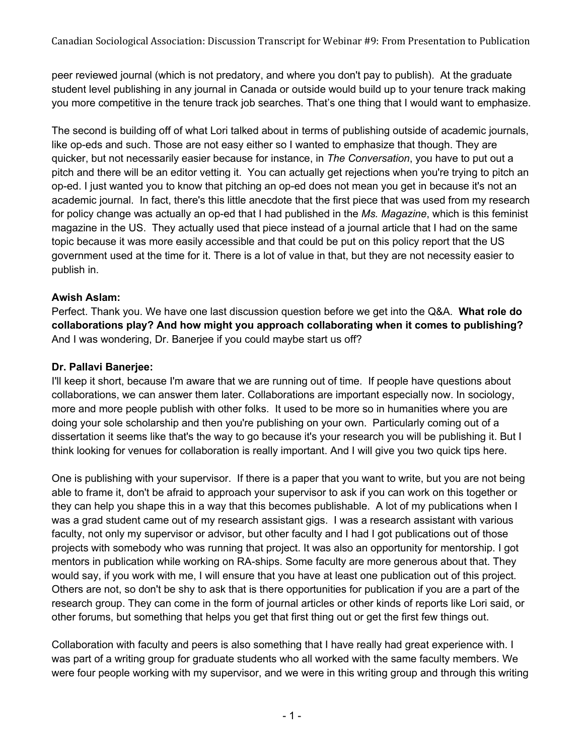peer reviewed journal (which is not predatory, and where you don't pay to publish). At the graduate student level publishing in any journal in Canada or outside would build up to your tenure track making you more competitive in the tenure track job searches. That's one thing that I would want to emphasize.

The second is building off of what Lori talked about in terms of publishing outside of academic journals, like op-eds and such. Those are not easy either so I wanted to emphasize that though. They are quicker, but not necessarily easier because for instance, in *The Conversation*, you have to put out a pitch and there will be an editor vetting it. You can actually get rejections when you're trying to pitch an op-ed. I just wanted you to know that pitching an op-ed does not mean you get in because it's not an academic journal. In fact, there's this little anecdote that the first piece that was used from my research for policy change was actually an op-ed that I had published in the *Ms. Magazine*, which is this feminist magazine in the US. They actually used that piece instead of a journal article that I had on the same topic because it was more easily accessible and that could be put on this policy report that the US government used at the time for it. There is a lot of value in that, but they are not necessity easier to publish in.

**Awish Aslam:**
Perfect. Thank you. We have one last discussion question before we get into the Q&A. **What role do collaborations play? And how might you approach collaborating when it comes to publishing?** And I was wondering, Dr. Banerjee if you could maybe start us off?

**Dr. Pallavi Banerjee:**
I'll keep it short, because I'm aware that we are running out of time. If people have questions about collaborations, we can answer them later. Collaborations are important especially now. In sociology, more and more people publish with other folks. It used to be more so in humanities where you are doing your sole scholarship and then you're publishing on your own. Particularly coming out of a dissertation it seems like that's the way to go because it's your research you will be publishing it. But I think looking for venues for collaboration is really important. And I will give you two quick tips here.

One is publishing with your supervisor. If there is a paper that you want to write, but you are not being able to frame it, don't be afraid to approach your supervisor to ask if you can work on this together or they can help you shape this in a way that this becomes publishable. A lot of my publications when I was a grad student came out of my research assistant gigs. I was a research assistant with various faculty, not only my supervisor or advisor, but other faculty and I had I got publications out of those projects with somebody who was running that project. It was also an opportunity for mentorship. I got mentors in publication while working on RA-ships. Some faculty are more generous about that. They would say, if you work with me, I will ensure that you have at least one publication out of this project. Others are not, so don't be shy to ask that is there opportunities for publication if you are a part of the research group. They can come in the form of journal articles or other kinds of reports like Lori said, or other forums, but something that helps you get that first thing out or get the first few things out.

Collaboration with faculty and peers is also something that I have really had great experience with. I was part of a writing group for graduate students who all worked with the same faculty members. We were four people working with my supervisor, and we were in this writing group and through this writing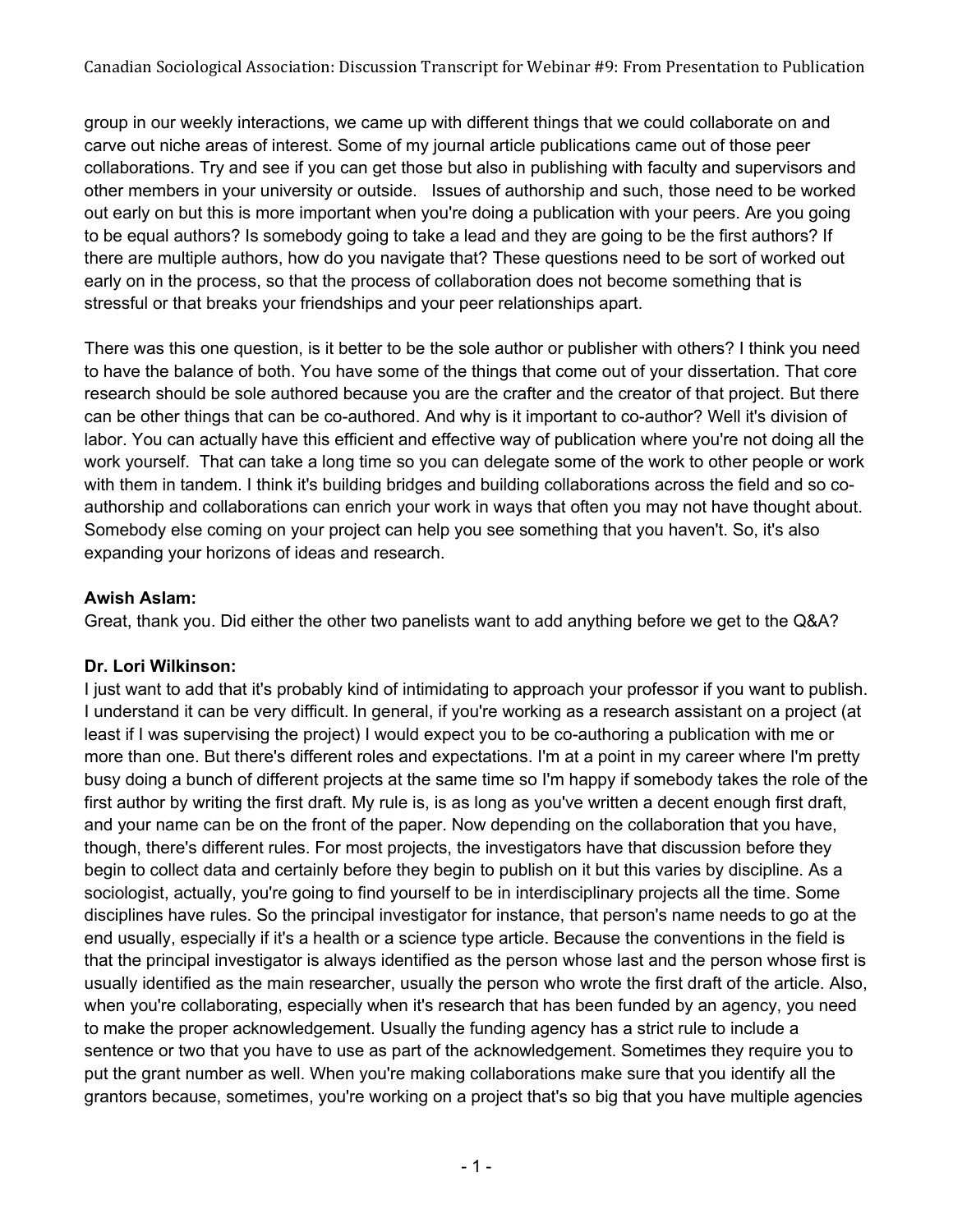group in our weekly interactions, we came up with different things that we could collaborate on and carve out niche areas of interest. Some of my journal article publications came out of those peer collaborations. Try and see if you can get those but also in publishing with faculty and supervisors and other members in your university or outside. Issues of authorship and such, those need to be worked out early on but this is more important when you're doing a publication with your peers. Are you going to be equal authors? Is somebody going to take a lead and they are going to be the first authors? If there are multiple authors, how do you navigate that? These questions need to be sort of worked out early on in the process, so that the process of collaboration does not become something that is stressful or that breaks your friendships and your peer relationships apart.

There was this one question, is it better to be the sole author or publisher with others? I think you need to have the balance of both. You have some of the things that come out of your dissertation. That core research should be sole authored because you are the crafter and the creator of that project. But there can be other things that can be co-authored. And why is it important to co-author? Well it's division of labor. You can actually have this efficient and effective way of publication where you're not doing all the work yourself. That can take a long time so you can delegate some of the work to other people or work with them in tandem. I think it's building bridges and building collaborations across the field and so co-authorship and collaborations can enrich your work in ways that often you may not have thought about. Somebody else coming on your project can help you see something that you haven't. So, it's also expanding your horizons of ideas and research.

**Awish Aslam:**
Great, thank you. Did either the other two panelists want to add anything before we get to the Q&A?

**Dr. Lori Wilkinson:**
I just want to add that it's probably kind of intimidating to approach your professor if you want to publish. I understand it can be very difficult. In general, if you're working as a research assistant on a project (at least if I was supervising the project) I would expect you to be co-authoring a publication with me or more than one. But there's different roles and expectations. I'm at a point in my career where I'm pretty busy doing a bunch of different projects at the same time so I'm happy if somebody takes the role of the first author by writing the first draft. My rule is, is as long as you've written a decent enough first draft, and your name can be on the front of the paper. Now depending on the collaboration that you have, though, there's different rules. For most projects, the investigators have that discussion before they begin to collect data and certainly before they begin to publish on it but this varies by discipline. As a sociologist, actually, you're going to find yourself to be in interdisciplinary projects all the time. Some disciplines have rules. So the principal investigator for instance, that person's name needs to go at the end usually, especially if it's a health or a science type article. Because the conventions in the field is that the principal investigator is always identified as the person whose last and the person whose first is usually identified as the main researcher, usually the person who wrote the first draft of the article. Also, when you're collaborating, especially when it's research that has been funded by an agency, you need to make the proper acknowledgement. Usually the funding agency has a strict rule to include a sentence or two that you have to use as part of the acknowledgement. Sometimes they require you to put the grant number as well. When you're making collaborations make sure that you identify all the grantors because, sometimes, you're working on a project that's so big that you have multiple agencies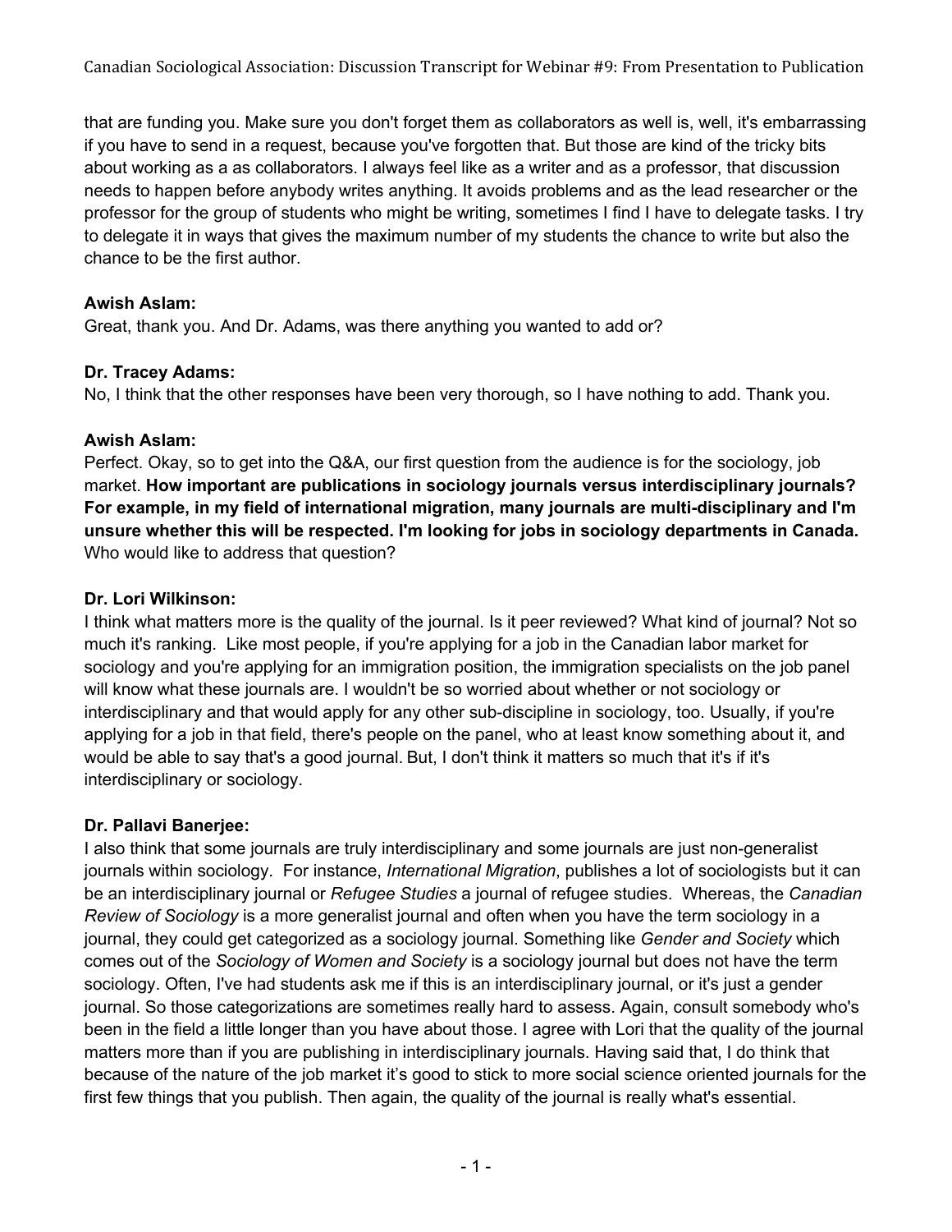that are funding you. Make sure you don't forget them as collaborators as well is, well, it's embarrassing if you have to send in a request, because you've forgotten that. But those are kind of the tricky bits about working as a as collaborators. I always feel like as a writer and as a professor, that discussion needs to happen before anybody writes anything. It avoids problems and as the lead researcher or the professor for the group of students who might be writing, sometimes I find I have to delegate tasks. I try to delegate it in ways that gives the maximum number of my students the chance to write but also the chance to be the first author.

**Awish Aslam:**
Great, thank you. And Dr. Adams, was there anything you wanted to add or?

**Dr. Tracey Adams:**
No, I think that the other responses have been very thorough, so I have nothing to add. Thank you.

**Awish Aslam:**
Perfect. Okay, so to get into the Q&A, our first question from the audience is for the sociology, job market. **How important are publications in sociology journals versus interdisciplinary journals? For example, in my field of international migration, many journals are multi-disciplinary and I'm unsure whether this will be respected. I'm looking for jobs in sociology departments in Canada.** Who would like to address that question?

**Dr. Lori Wilkinson:**
I think what matters more is the quality of the journal. Is it peer reviewed? What kind of journal? Not so much it's ranking. Like most people, if you're applying for a job in the Canadian labor market for sociology and you're applying for an immigration position, the immigration specialists on the job panel will know what these journals are. I wouldn't be so worried about whether or not sociology or interdisciplinary and that would apply for any other sub-discipline in sociology, too. Usually, if you're applying for a job in that field, there's people on the panel, who at least know something about it, and would be able to say that's a good journal. But, I don't think it matters so much that it's if it's interdisciplinary or sociology.

**Dr. Pallavi Banerjee:**
I also think that some journals are truly interdisciplinary and some journals are just non-generalist journals within sociology. For instance, *International Migration*, publishes a lot of sociologists but it can be an interdisciplinary journal or *Refugee Studies* a journal of refugee studies. Whereas, the *Canadian Review of Sociology* is a more generalist journal and often when you have the term sociology in a journal, they could get categorized as a sociology journal. Something like *Gender and Society* which comes out of the *Sociology of Women and Society* is a sociology journal but does not have the term sociology. Often, I've had students ask me if this is an interdisciplinary journal, or it's just a gender journal. So those categorizations are sometimes really hard to assess. Again, consult somebody who's been in the field a little longer than you have about those. I agree with Lori that the quality of the journal matters more than if you are publishing in interdisciplinary journals. Having said that, I do think that because of the nature of the job market it's good to stick to more social science oriented journals for the first few things that you publish. Then again, the quality of the journal is really what's essential.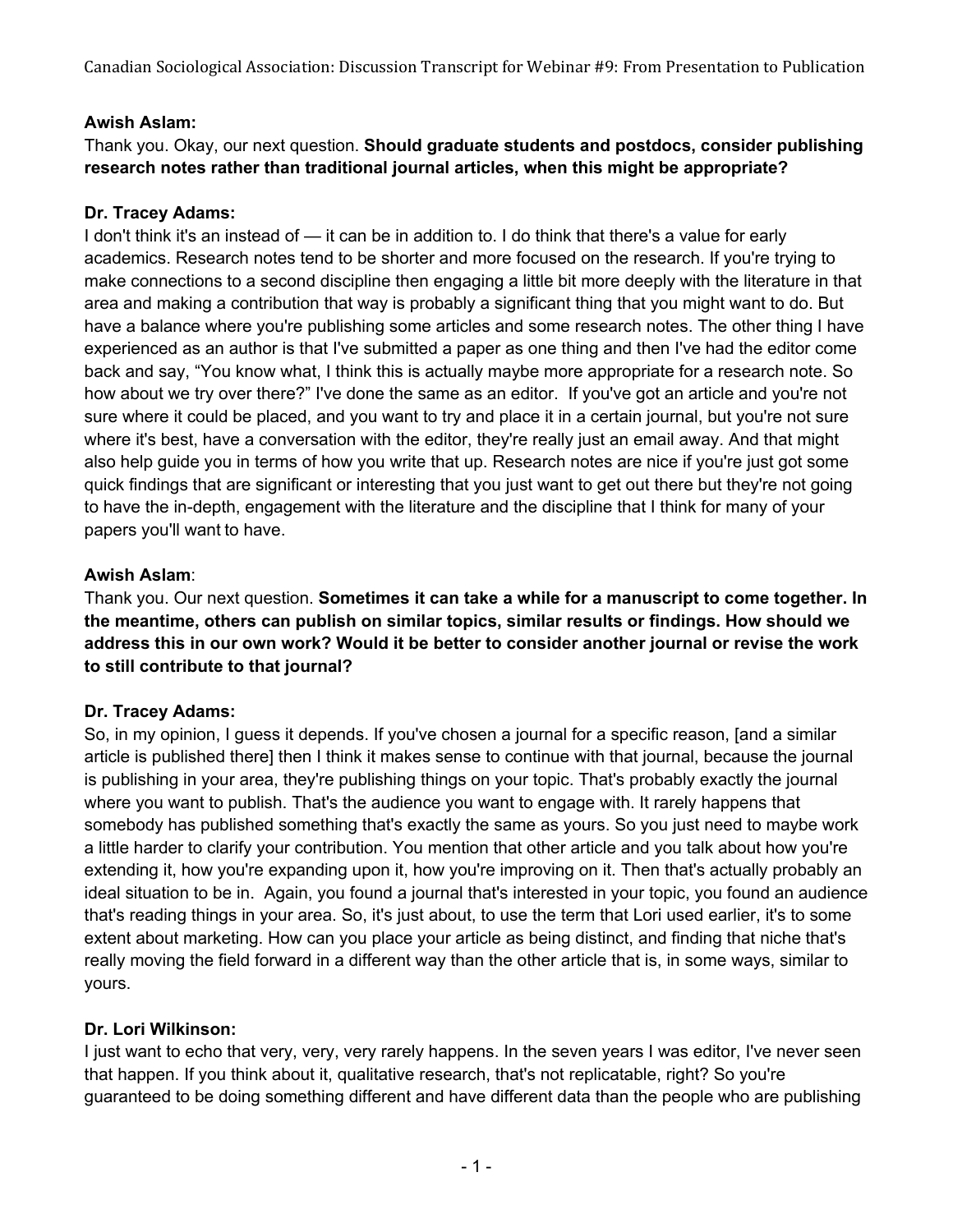**Awish Aslam:**
Thank you. Okay, our next question. **Should graduate students and postdocs, consider publishing research notes rather than traditional journal articles, when this might be appropriate?**

**Dr. Tracey Adams:**
I don't think it's an instead of — it can be in addition to. I do think that there's a value for early academics. Research notes tend to be shorter and more focused on the research. If you're trying to make connections to a second discipline then engaging a little bit more deeply with the literature in that area and making a contribution that way is probably a significant thing that you might want to do. But have a balance where you're publishing some articles and some research notes. The other thing I have experienced as an author is that I've submitted a paper as one thing and then I've had the editor come back and say, "You know what, I think this is actually maybe more appropriate for a research note. So how about we try over there?" I've done the same as an editor. If you've got an article and you're not sure where it could be placed, and you want to try and place it in a certain journal, but you're not sure where it's best, have a conversation with the editor, they're really just an email away. And that might also help guide you in terms of how you write that up. Research notes are nice if you're just got some quick findings that are significant or interesting that you just want to get out there but they're not going to have the in-depth, engagement with the literature and the discipline that I think for many of your papers you'll want to have.

**Awish Aslam**:
Thank you. Our next question. **Sometimes it can take a while for a manuscript to come together. In the meantime, others can publish on similar topics, similar results or findings. How should we address this in our own work? Would it be better to consider another journal or revise the work to still contribute to that journal?**

**Dr. Tracey Adams:**
So, in my opinion, I guess it depends. If you've chosen a journal for a specific reason, [and a similar article is published there] then I think it makes sense to continue with that journal, because the journal is publishing in your area, they're publishing things on your topic. That's probably exactly the journal where you want to publish. That's the audience you want to engage with. It rarely happens that somebody has published something that's exactly the same as yours. So you just need to maybe work a little harder to clarify your contribution. You mention that other article and you talk about how you're extending it, how you're expanding upon it, how you're improving on it. Then that's actually probably an ideal situation to be in. Again, you found a journal that's interested in your topic, you found an audience that's reading things in your area. So, it's just about, to use the term that Lori used earlier, it's to some extent about marketing. How can you place your article as being distinct, and finding that niche that's really moving the field forward in a different way than the other article that is, in some ways, similar to yours.

**Dr. Lori Wilkinson:**
I just want to echo that very, very, very rarely happens. In the seven years I was editor, I've never seen that happen. If you think about it, qualitative research, that's not replicatable, right? So you're guaranteed to be doing something different and have different data than the people who are publishing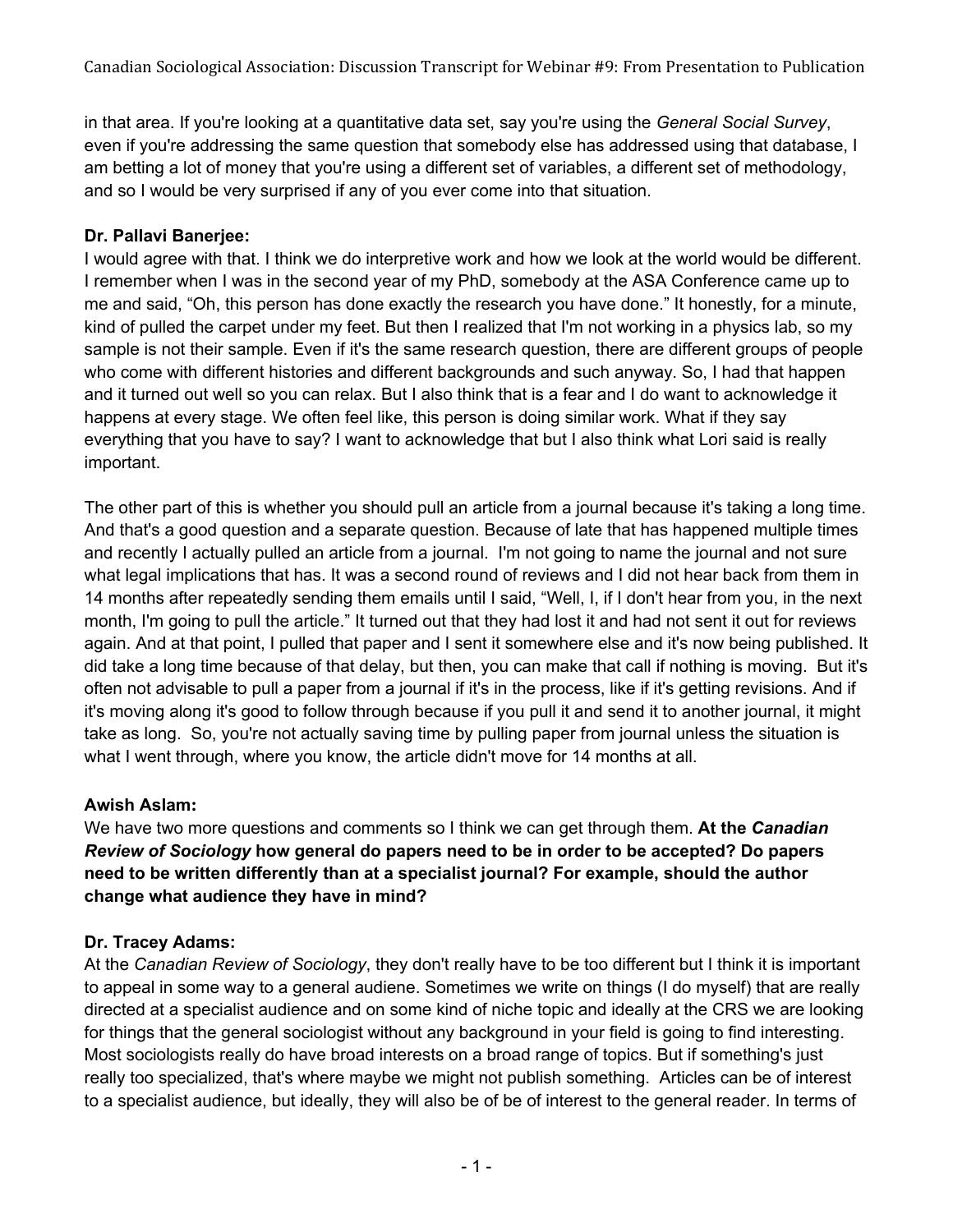in that area. If you're looking at a quantitative data set, say you're using the *General Social Survey*, even if you're addressing the same question that somebody else has addressed using that database, I am betting a lot of money that you're using a different set of variables, a different set of methodology, and so I would be very surprised if any of you ever come into that situation.

**Dr. Pallavi Banerjee:**
I would agree with that. I think we do interpretive work and how we look at the world would be different. I remember when I was in the second year of my PhD, somebody at the ASA Conference came up to me and said, "Oh, this person has done exactly the research you have done." It honestly, for a minute, kind of pulled the carpet under my feet. But then I realized that I'm not working in a physics lab, so my sample is not their sample. Even if it's the same research question, there are different groups of people who come with different histories and different backgrounds and such anyway. So, I had that happen and it turned out well so you can relax. But I also think that is a fear and I do want to acknowledge it happens at every stage. We often feel like, this person is doing similar work. What if they say everything that you have to say? I want to acknowledge that but I also think what Lori said is really important.

The other part of this is whether you should pull an article from a journal because it's taking a long time. And that's a good question and a separate question. Because of late that has happened multiple times and recently I actually pulled an article from a journal. I'm not going to name the journal and not sure what legal implications that has. It was a second round of reviews and I did not hear back from them in 14 months after repeatedly sending them emails until I said, "Well, I, if I don't hear from you, in the next month, I'm going to pull the article." It turned out that they had lost it and had not sent it out for reviews again. And at that point, I pulled that paper and I sent it somewhere else and it's now being published. It did take a long time because of that delay, but then, you can make that call if nothing is moving. But it's often not advisable to pull a paper from a journal if it's in the process, like if it's getting revisions. And if it's moving along it's good to follow through because if you pull it and send it to another journal, it might take as long. So, you're not actually saving time by pulling paper from journal unless the situation is what I went through, where you know, the article didn't move for 14 months at all.

**Awish Aslam:**
We have two more questions and comments so I think we can get through them. **At the *Canadian Review of Sociology* how general do papers need to be in order to be accepted? Do papers need to be written differently than at a specialist journal? For example, should the author change what audience they have in mind?**

**Dr. Tracey Adams:**
At the *Canadian Review of Sociology*, they don't really have to be too different but I think it is important to appeal in some way to a general audiene. Sometimes we write on things (I do myself) that are really directed at a specialist audience and on some kind of niche topic and ideally at the CRS we are looking for things that the general sociologist without any background in your field is going to find interesting. Most sociologists really do have broad interests on a broad range of topics. But if something's just really too specialized, that's where maybe we might not publish something. Articles can be of interest to a specialist audience, but ideally, they will also be of be of interest to the general reader. In terms of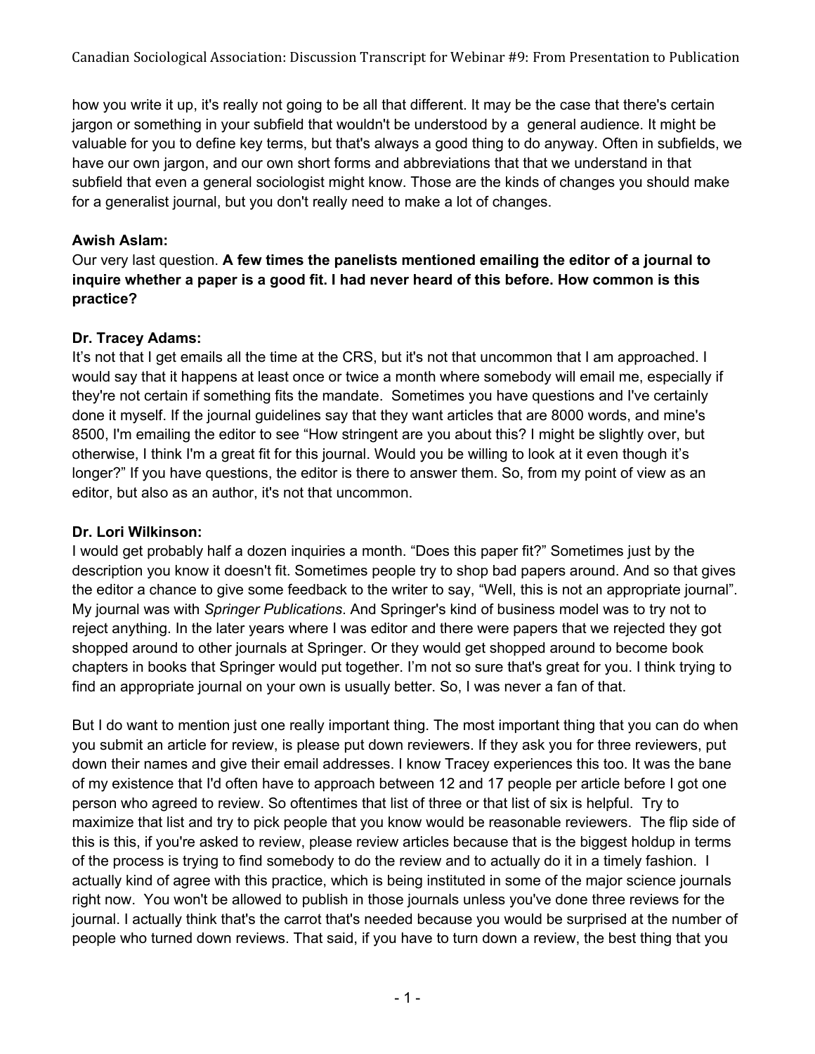how you write it up, it's really not going to be all that different. It may be the case that there's certain jargon or something in your subfield that wouldn't be understood by a general audience. It might be valuable for you to define key terms, but that's always a good thing to do anyway. Often in subfields, we have our own jargon, and our own short forms and abbreviations that that we understand in that subfield that even a general sociologist might know. Those are the kinds of changes you should make for a generalist journal, but you don't really need to make a lot of changes.

**Awish Aslam:**
Our very last question. **A few times the panelists mentioned emailing the editor of a journal to inquire whether a paper is a good fit. I had never heard of this before. How common is this practice?**

**Dr. Tracey Adams:**
It's not that I get emails all the time at the CRS, but it's not that uncommon that I am approached. I would say that it happens at least once or twice a month where somebody will email me, especially if they're not certain if something fits the mandate. Sometimes you have questions and I've certainly done it myself. If the journal guidelines say that they want articles that are 8000 words, and mine's 8500, I'm emailing the editor to see "How stringent are you about this? I might be slightly over, but otherwise, I think I'm a great fit for this journal. Would you be willing to look at it even though it's longer?" If you have questions, the editor is there to answer them. So, from my point of view as an editor, but also as an author, it's not that uncommon.

**Dr. Lori Wilkinson:**
I would get probably half a dozen inquiries a month. "Does this paper fit?" Sometimes just by the description you know it doesn't fit. Sometimes people try to shop bad papers around. And so that gives the editor a chance to give some feedback to the writer to say, "Well, this is not an appropriate journal". My journal was with *Springer Publications*. And Springer's kind of business model was to try not to reject anything. In the later years where I was editor and there were papers that we rejected they got shopped around to other journals at Springer. Or they would get shopped around to become book chapters in books that Springer would put together. I'm not so sure that's great for you. I think trying to find an appropriate journal on your own is usually better. So, I was never a fan of that.

But I do want to mention just one really important thing. The most important thing that you can do when you submit an article for review, is please put down reviewers. If they ask you for three reviewers, put down their names and give their email addresses. I know Tracey experiences this too. It was the bane of my existence that I'd often have to approach between 12 and 17 people per article before I got one person who agreed to review. So oftentimes that list of three or that list of six is helpful. Try to maximize that list and try to pick people that you know would be reasonable reviewers. The flip side of this is this, if you're asked to review, please review articles because that is the biggest holdup in terms of the process is trying to find somebody to do the review and to actually do it in a timely fashion. I actually kind of agree with this practice, which is being instituted in some of the major science journals right now. You won't be allowed to publish in those journals unless you've done three reviews for the journal. I actually think that's the carrot that's needed because you would be surprised at the number of people who turned down reviews. That said, if you have to turn down a review, the best thing that you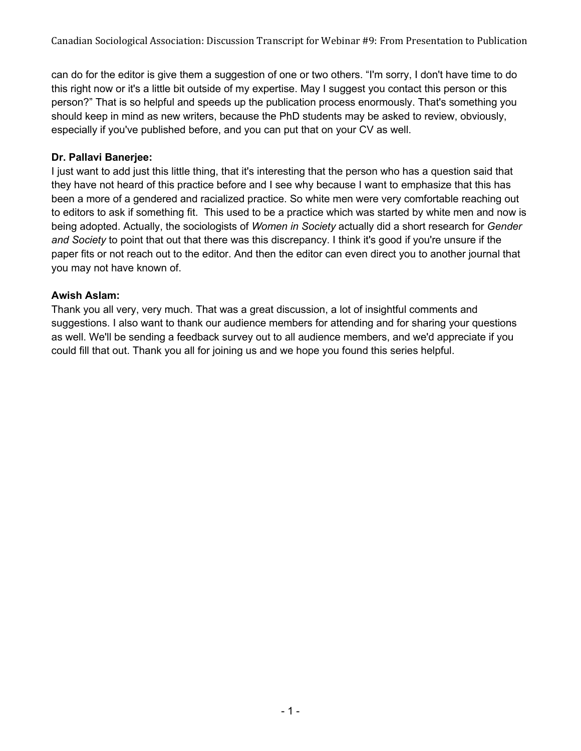can do for the editor is give them a suggestion of one or two others. “I'm sorry, I don't have time to do this right now or it's a little bit outside of my expertise. May I suggest you contact this person or this person?” That is so helpful and speeds up the publication process enormously. That's something you should keep in mind as new writers, because the PhD students may be asked to review, obviously, especially if you've published before, and you can put that on your CV as well.

**Dr. Pallavi Banerjee:**
I just want to add just this little thing, that it's interesting that the person who has a question said that they have not heard of this practice before and I see why because I want to emphasize that this has been a more of a gendered and racialized practice. So white men were very comfortable reaching out to editors to ask if something fit. This used to be a practice which was started by white men and now is being adopted. Actually, the sociologists of *Women in Society* actually did a short research for *Gender and Society* to point that out that there was this discrepancy. I think it's good if you're unsure if the paper fits or not reach out to the editor. And then the editor can even direct you to another journal that you may not have known of.

**Awish Aslam:**
Thank you all very, very much. That was a great discussion, a lot of insightful comments and suggestions. I also want to thank our audience members for attending and for sharing your questions as well. We'll be sending a feedback survey out to all audience members, and we'd appreciate if you could fill that out. Thank you all for joining us and we hope you found this series helpful.